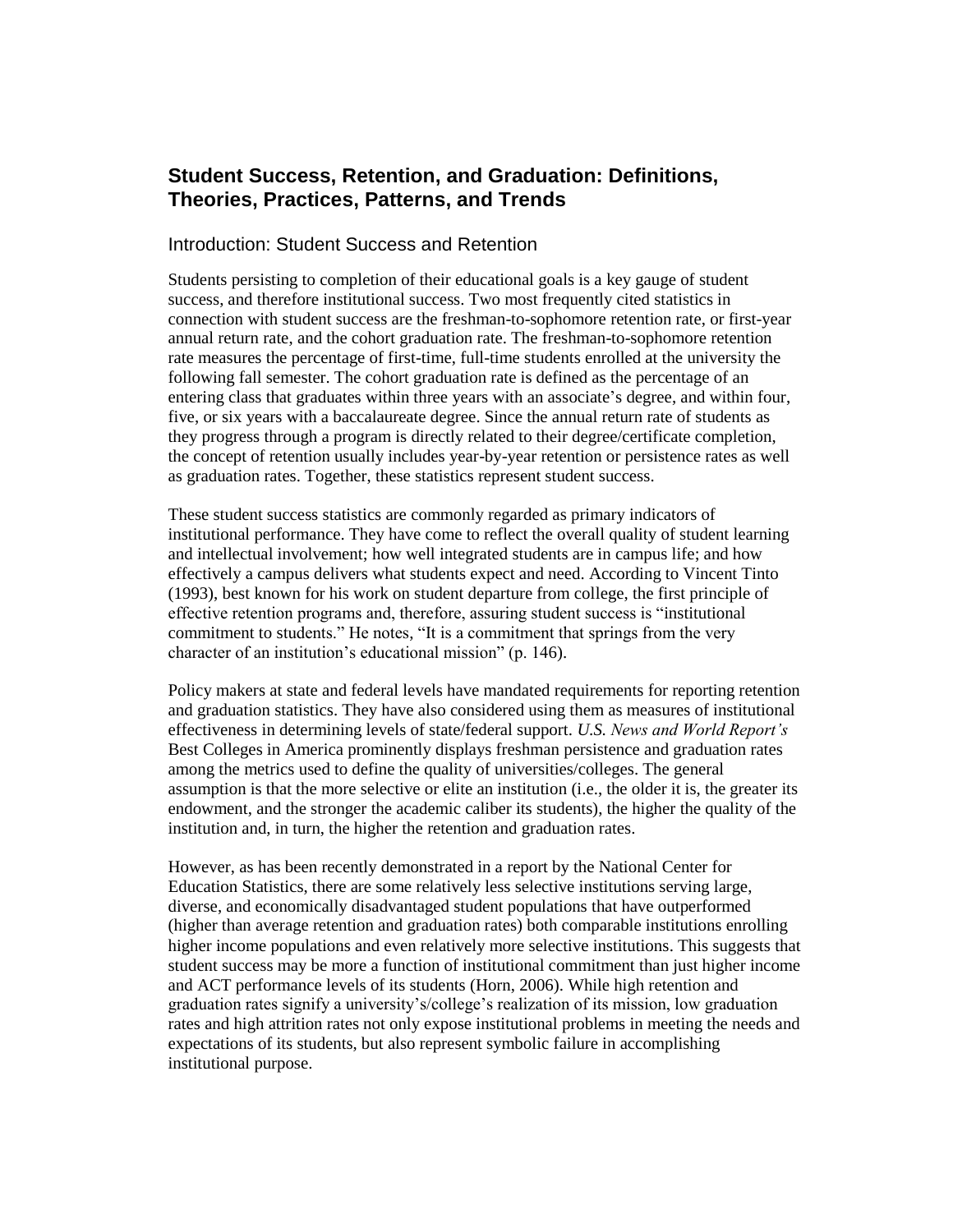# Student Success, Retention, and Graduation: Definitions, Theories, Practices, Patterns, and Trends

## Introduction: Student Success and Retention

Students persisting to completion of their educational goals is a key gauge of student success, and therefore institutional success. Two most frequently cited statistics in connection with student success are the freshman-to-sophomore retention rate, or first-year annual return rate, and the cohort graduation rate. The freshman-to-sophomore retention rate measures the percentage of first-time, full-time students enrolled at the university the following fall semester. The cohort graduation rate is defined as the percentage of an entering class that graduates within three years with an associate's degree, and within four, five, or six years with a baccalaureate degree. Since the annual return rate of students as they progress through a program is directly related to their degree/certificate completion, the concept of retention usually includes year-by-year retention or persistence rates as well as graduation rates. Together, these statistics represent student success.

These student success statistics are commonly regarded as primary indicators of institutional performance. They have come to reflect the overall quality of student learning and intellectual involvement; how well integrated students are in campus life; and how effectively a campus delivers what students expect and need. According to Vincent Tinto (1993), best known for his work on student departure from college, the first principle of effective retention programs and, therefore, assuring student success is "institutional commitment to students." He notes, "It is a commitment that springs from the very character of an institution's educational mission" (p. 146).

Policy makers at state and federal levels have mandated requirements for reporting retention and graduation statistics. They have also considered using them as measures of institutional effectiveness in determining levels of state/federal support. *U.S. News and World Report's* Best Colleges in America prominently displays freshman persistence and graduation rates among the metrics used to define the quality of universities/colleges. The general assumption is that the more selective or elite an institution (i.e., the older it is, the greater its endowment, and the stronger the academic caliber its students), the higher the quality of the institution and, in turn, the higher the retention and graduation rates.

However, as has been recently demonstrated in a report by the National Center for Education Statistics, there are some relatively less selective institutions serving large, diverse, and economically disadvantaged student populations that have outperformed (higher than average retention and graduation rates) both comparable institutions enrolling higher income populations and even relatively more selective institutions. This suggests that student success may be more a function of institutional commitment than just higher income and ACT performance levels of its students (Horn, 2006). While high retention and graduation rates signify a university's/college's realization of its mission, low graduation rates and high attrition rates not only expose institutional problems in meeting the needs and expectations of its students, but also represent symbolic failure in accomplishing institutional purpose.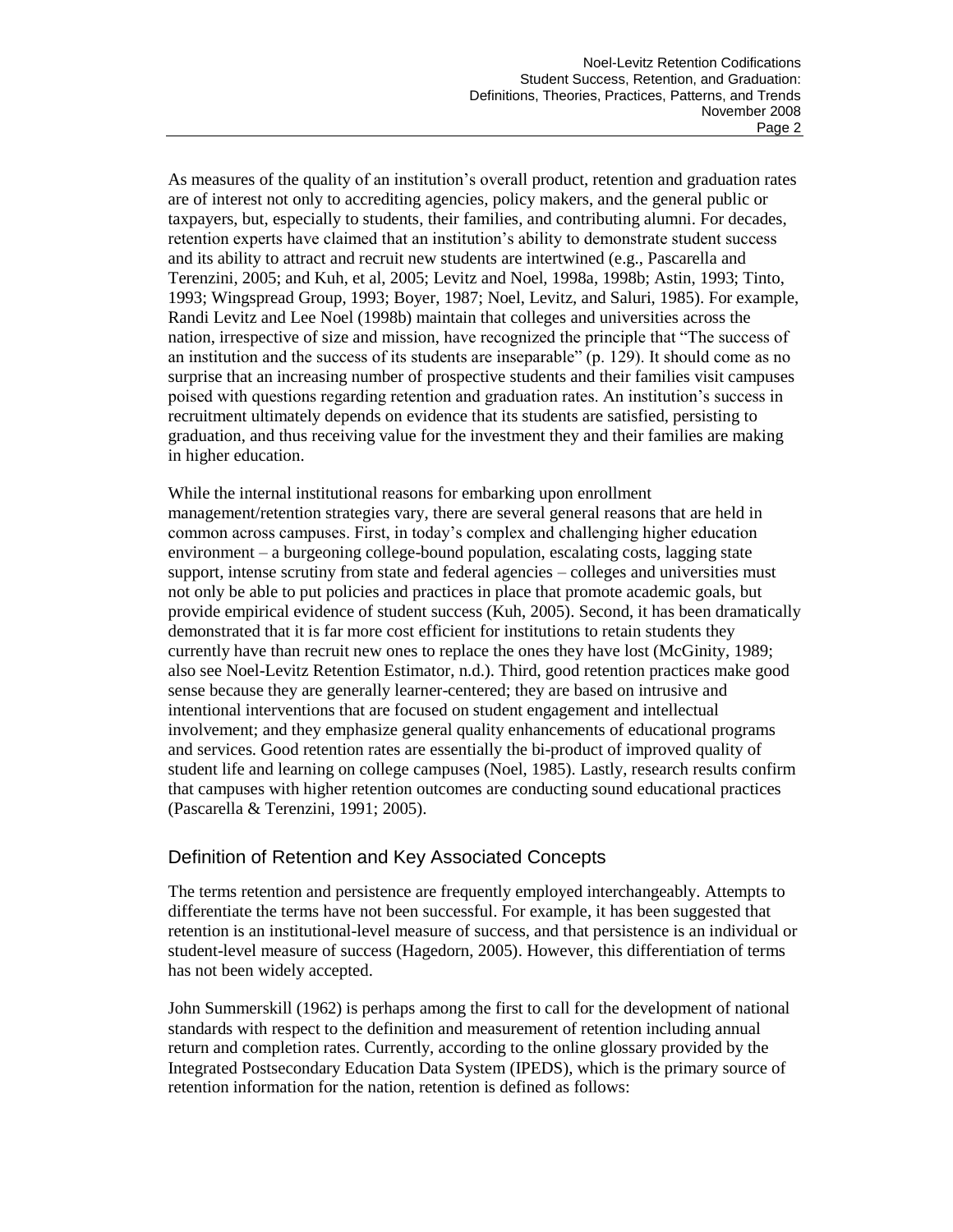As measures of the quality of an institution's overall product, retention and graduation rates are of interest not only to accrediting agencies, policy makers, and the general public or taxpayers, but, especially to students, their families, and contributing alumni. For decades, retention experts have claimed that an institution's ability to demonstrate student success and its ability to attract and recruit new students are intertwined (e.g., Pascarella and Terenzini, 2005; and Kuh, et al, 2005; Levitz and Noel, 1998a, 1998b; Astin, 1993; Tinto, 1993; Wingspread Group, 1993; Boyer, 1987; Noel, Levitz, and Saluri, 1985). For example, Randi Levitz and Lee Noel (1998b) maintain that colleges and universities across the nation, irrespective of size and mission, have recognized the principle that "The success of an institution and the success of its students are inseparable" (p. 129). It should come as no surprise that an increasing number of prospective students and their families visit campuses poised with questions regarding retention and graduation rates. An institution's success in recruitment ultimately depends on evidence that its students are satisfied, persisting to graduation, and thus receiving value for the investment they and their families are making in higher education.

While the internal institutional reasons for embarking upon enrollment management/retention strategies vary, there are several general reasons that are held in common across campuses. First, in today's complex and challenging higher education environment – a burgeoning college-bound population, escalating costs, lagging state support, intense scrutiny from state and federal agencies – colleges and universities must not only be able to put policies and practices in place that promote academic goals, but provide empirical evidence of student success (Kuh, 2005). Second, it has been dramatically demonstrated that it is far more cost efficient for institutions to retain students they currently have than recruit new ones to replace the ones they have lost (McGinity, 1989; also see Noel-Levitz Retention Estimator, n.d.). Third, good retention practices make good sense because they are generally learner-centered; they are based on intrusive and intentional interventions that are focused on student engagement and intellectual involvement; and they emphasize general quality enhancements of educational programs and services. Good retention rates are essentially the bi-product of improved quality of student life and learning on college campuses (Noel, 1985). Lastly, research results confirm that campuses with higher retention outcomes are conducting sound educational practices (Pascarella & Terenzini, 1991; 2005).

## Definition of Retention and Key Associated Concepts

The terms retention and persistence are frequently employed interchangeably. Attempts to differentiate the terms have not been successful. For example, it has been suggested that retention is an institutional-level measure of success, and that persistence is an individual or student-level measure of success (Hagedorn, 2005). However, this differentiation of terms has not been widely accepted.

John Summerskill (1962) is perhaps among the first to call for the development of national standards with respect to the definition and measurement of retention including annual return and completion rates. Currently, according to the online glossary provided by the Integrated Postsecondary Education Data System (IPEDS), which is the primary source of retention information for the nation, retention is defined as follows: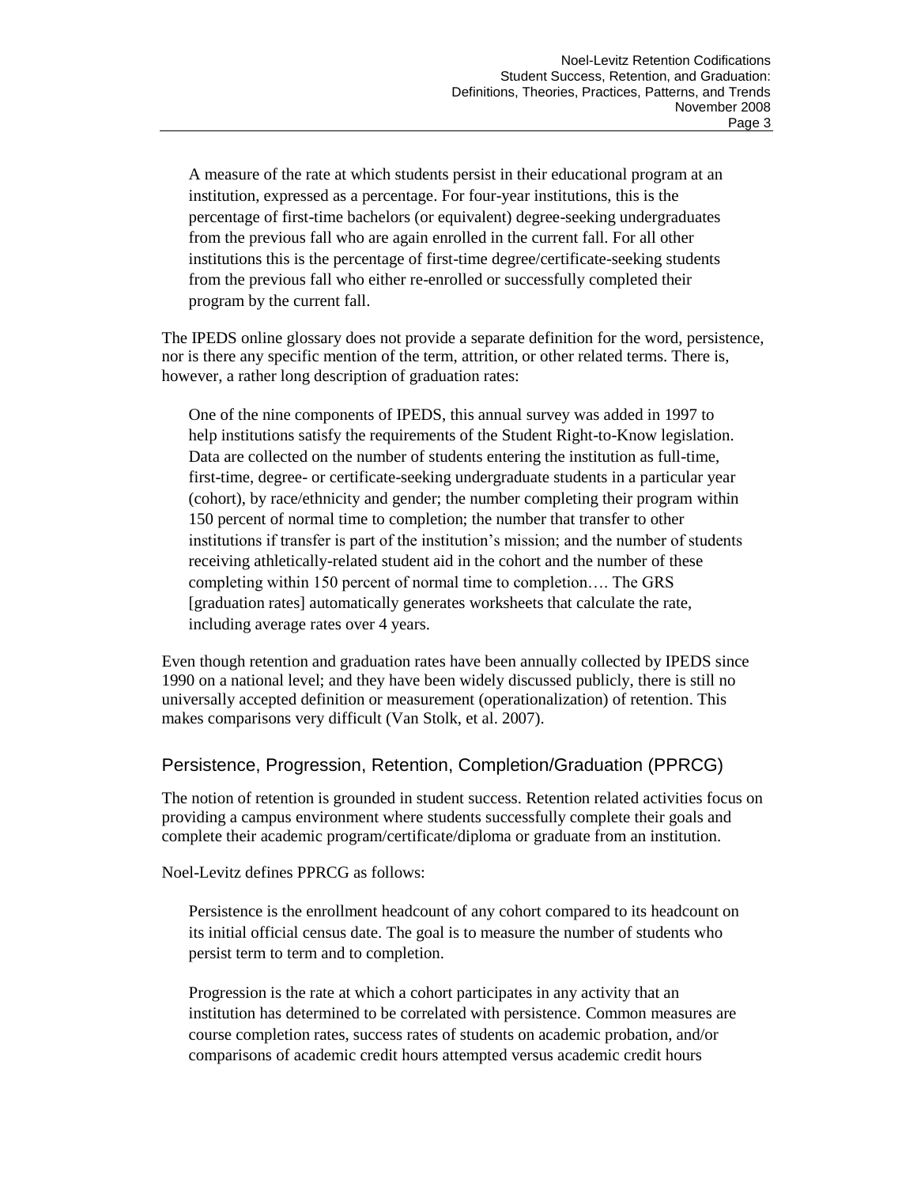> A measure of the rate at which students persist in their educational program at an institution, expressed as a percentage. For four-year institutions, this is the percentage of first-time bachelors (or equivalent) degree-seeking undergraduates from the previous fall who are again enrolled in the current fall. For all other institutions this is the percentage of first-time degree/certificate-seeking students from the previous fall who either re-enrolled or successfully completed their program by the current fall.

The IPEDS online glossary does not provide a separate definition for the word, persistence, nor is there any specific mention of the term, attrition, or other related terms. There is, however, a rather long description of graduation rates:

> One of the nine components of IPEDS, this annual survey was added in 1997 to help institutions satisfy the requirements of the Student Right-to-Know legislation. Data are collected on the number of students entering the institution as full-time, first-time, degree- or certificate-seeking undergraduate students in a particular year (cohort), by race/ethnicity and gender; the number completing their program within 150 percent of normal time to completion; the number that transfer to other institutions if transfer is part of the institution's mission; and the number of students receiving athletically-related student aid in the cohort and the number of these completing within 150 percent of normal time to completion…. The GRS [graduation rates] automatically generates worksheets that calculate the rate, including average rates over 4 years.

Even though retention and graduation rates have been annually collected by IPEDS since 1990 on a national level; and they have been widely discussed publicly, there is still no universally accepted definition or measurement (operationalization) of retention. This makes comparisons very difficult (Van Stolk, et al. 2007).

## Persistence, Progression, Retention, Completion/Graduation (PPRCG)

The notion of retention is grounded in student success. Retention related activities focus on providing a campus environment where students successfully complete their goals and complete their academic program/certificate/diploma or graduate from an institution.

Noel-Levitz defines PPRCG as follows:

> Persistence is the enrollment headcount of any cohort compared to its headcount on its initial official census date. The goal is to measure the number of students who persist term to term and to completion.
>
> Progression is the rate at which a cohort participates in any activity that an institution has determined to be correlated with persistence. Common measures are course completion rates, success rates of students on academic probation, and/or comparisons of academic credit hours attempted versus academic credit hours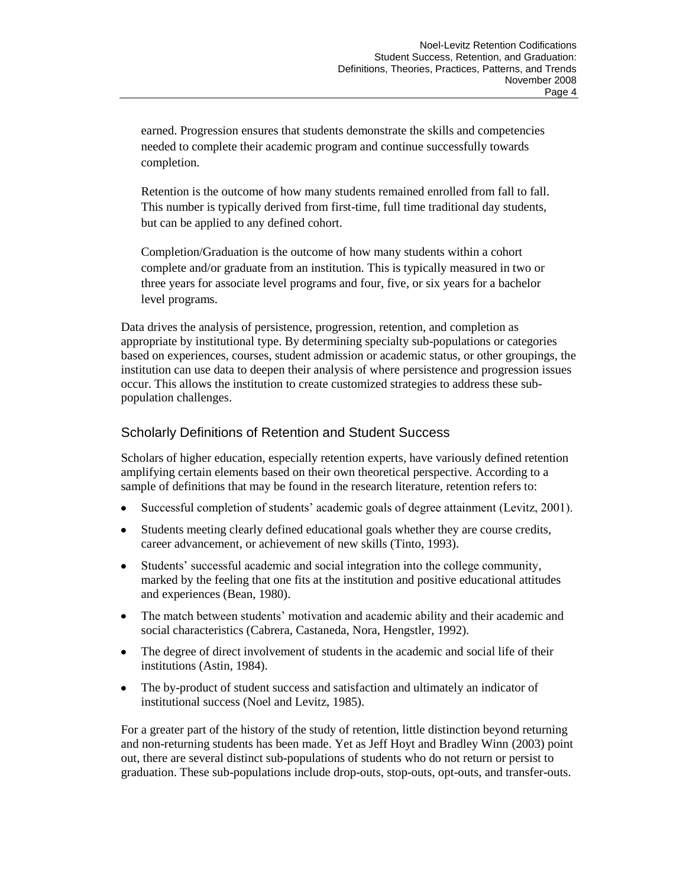earned. Progression ensures that students demonstrate the skills and competencies needed to complete their academic program and continue successfully towards completion.

Retention is the outcome of how many students remained enrolled from fall to fall. This number is typically derived from first-time, full time traditional day students, but can be applied to any defined cohort.

Completion/Graduation is the outcome of how many students within a cohort complete and/or graduate from an institution. This is typically measured in two or three years for associate level programs and four, five, or six years for a bachelor level programs.

Data drives the analysis of persistence, progression, retention, and completion as appropriate by institutional type. By determining specialty sub-populations or categories based on experiences, courses, student admission or academic status, or other groupings, the institution can use data to deepen their analysis of where persistence and progression issues occur. This allows the institution to create customized strategies to address these sub-population challenges.

## Scholarly Definitions of Retention and Student Success

Scholars of higher education, especially retention experts, have variously defined retention amplifying certain elements based on their own theoretical perspective. According to a sample of definitions that may be found in the research literature, retention refers to:

- Successful completion of students' academic goals of degree attainment (Levitz, 2001).
- Students meeting clearly defined educational goals whether they are course credits, career advancement, or achievement of new skills (Tinto, 1993).
- Students' successful academic and social integration into the college community, marked by the feeling that one fits at the institution and positive educational attitudes and experiences (Bean, 1980).
- The match between students' motivation and academic ability and their academic and social characteristics (Cabrera, Castaneda, Nora, Hengstler, 1992).
- The degree of direct involvement of students in the academic and social life of their institutions (Astin, 1984).
- The by-product of student success and satisfaction and ultimately an indicator of institutional success (Noel and Levitz, 1985).

For a greater part of the history of the study of retention, little distinction beyond returning and non-returning students has been made. Yet as Jeff Hoyt and Bradley Winn (2003) point out, there are several distinct sub-populations of students who do not return or persist to graduation. These sub-populations include drop-outs, stop-outs, opt-outs, and transfer-outs.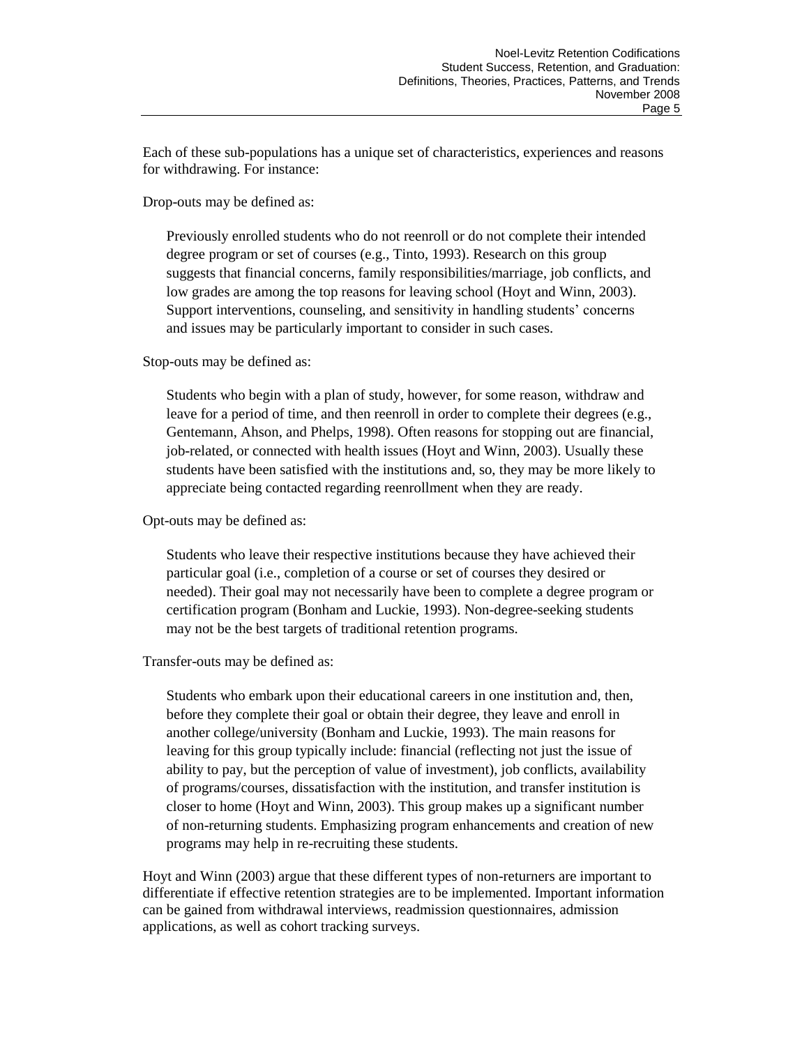Each of these sub-populations has a unique set of characteristics, experiences and reasons for withdrawing. For instance:

Drop-outs may be defined as:

> Previously enrolled students who do not reenroll or do not complete their intended degree program or set of courses (e.g., Tinto, 1993). Research on this group suggests that financial concerns, family responsibilities/marriage, job conflicts, and low grades are among the top reasons for leaving school (Hoyt and Winn, 2003). Support interventions, counseling, and sensitivity in handling students' concerns and issues may be particularly important to consider in such cases.

Stop-outs may be defined as:

> Students who begin with a plan of study, however, for some reason, withdraw and leave for a period of time, and then reenroll in order to complete their degrees (e.g., Gentemann, Ahson, and Phelps, 1998). Often reasons for stopping out are financial, job-related, or connected with health issues (Hoyt and Winn, 2003). Usually these students have been satisfied with the institutions and, so, they may be more likely to appreciate being contacted regarding reenrollment when they are ready.

Opt-outs may be defined as:

> Students who leave their respective institutions because they have achieved their particular goal (i.e., completion of a course or set of courses they desired or needed). Their goal may not necessarily have been to complete a degree program or certification program (Bonham and Luckie, 1993). Non-degree-seeking students may not be the best targets of traditional retention programs.

Transfer-outs may be defined as:

> Students who embark upon their educational careers in one institution and, then, before they complete their goal or obtain their degree, they leave and enroll in another college/university (Bonham and Luckie, 1993). The main reasons for leaving for this group typically include: financial (reflecting not just the issue of ability to pay, but the perception of value of investment), job conflicts, availability of programs/courses, dissatisfaction with the institution, and transfer institution is closer to home (Hoyt and Winn, 2003). This group makes up a significant number of non-returning students. Emphasizing program enhancements and creation of new programs may help in re-recruiting these students.

Hoyt and Winn (2003) argue that these different types of non-returners are important to differentiate if effective retention strategies are to be implemented. Important information can be gained from withdrawal interviews, readmission questionnaires, admission applications, as well as cohort tracking surveys.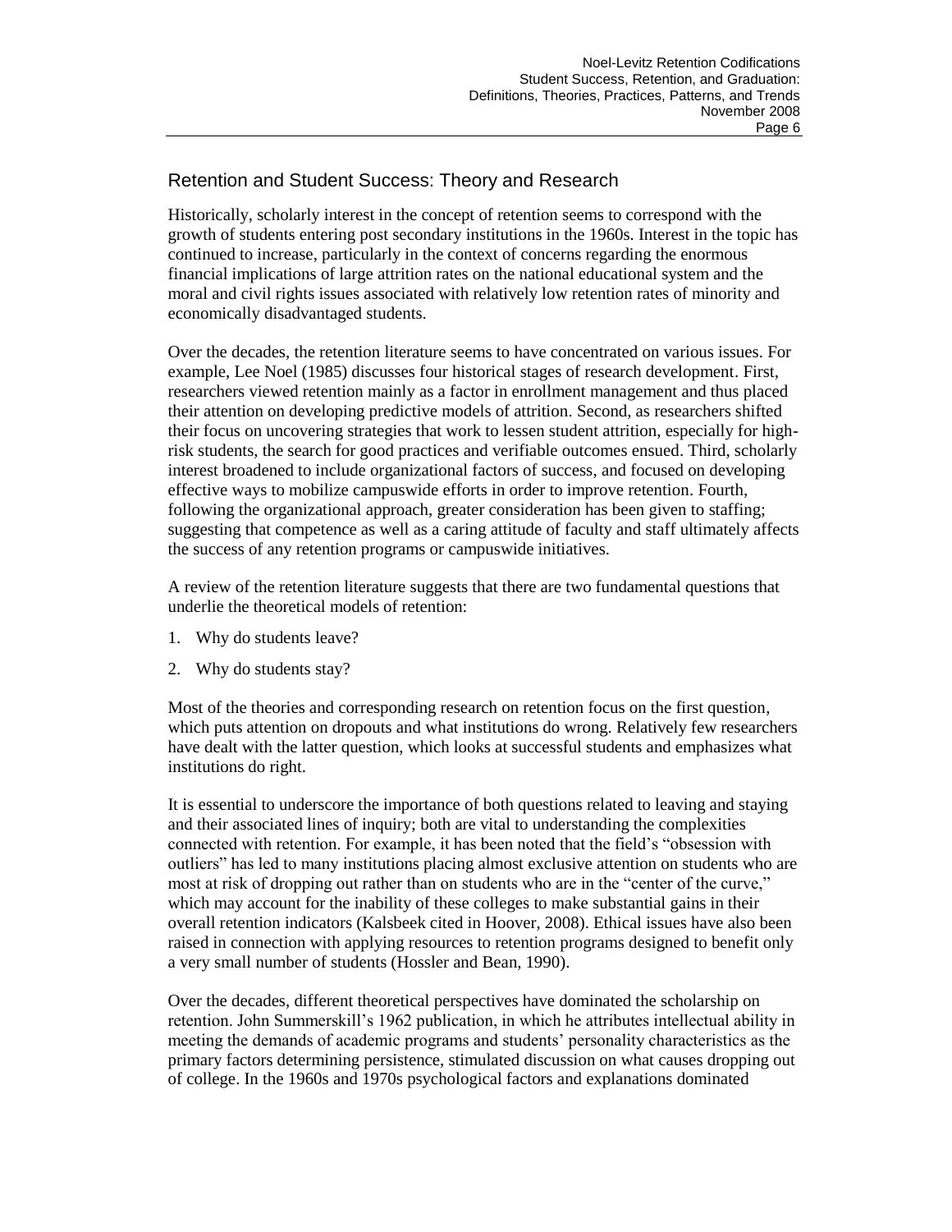## Retention and Student Success: Theory and Research

Historically, scholarly interest in the concept of retention seems to correspond with the growth of students entering post secondary institutions in the 1960s. Interest in the topic has continued to increase, particularly in the context of concerns regarding the enormous financial implications of large attrition rates on the national educational system and the moral and civil rights issues associated with relatively low retention rates of minority and economically disadvantaged students.

Over the decades, the retention literature seems to have concentrated on various issues. For example, Lee Noel (1985) discusses four historical stages of research development. First, researchers viewed retention mainly as a factor in enrollment management and thus placed their attention on developing predictive models of attrition. Second, as researchers shifted their focus on uncovering strategies that work to lessen student attrition, especially for high-risk students, the search for good practices and verifiable outcomes ensued. Third, scholarly interest broadened to include organizational factors of success, and focused on developing effective ways to mobilize campuswide efforts in order to improve retention. Fourth, following the organizational approach, greater consideration has been given to staffing; suggesting that competence as well as a caring attitude of faculty and staff ultimately affects the success of any retention programs or campuswide initiatives.

A review of the retention literature suggests that there are two fundamental questions that underlie the theoretical models of retention:

1. Why do students leave?
2. Why do students stay?

Most of the theories and corresponding research on retention focus on the first question, which puts attention on dropouts and what institutions do wrong. Relatively few researchers have dealt with the latter question, which looks at successful students and emphasizes what institutions do right.

It is essential to underscore the importance of both questions related to leaving and staying and their associated lines of inquiry; both are vital to understanding the complexities connected with retention. For example, it has been noted that the field's "obsession with outliers" has led to many institutions placing almost exclusive attention on students who are most at risk of dropping out rather than on students who are in the "center of the curve," which may account for the inability of these colleges to make substantial gains in their overall retention indicators (Kalsbeek cited in Hoover, 2008). Ethical issues have also been raised in connection with applying resources to retention programs designed to benefit only a very small number of students (Hossler and Bean, 1990).

Over the decades, different theoretical perspectives have dominated the scholarship on retention. John Summerskill's 1962 publication, in which he attributes intellectual ability in meeting the demands of academic programs and students' personality characteristics as the primary factors determining persistence, stimulated discussion on what causes dropping out of college. In the 1960s and 1970s psychological factors and explanations dominated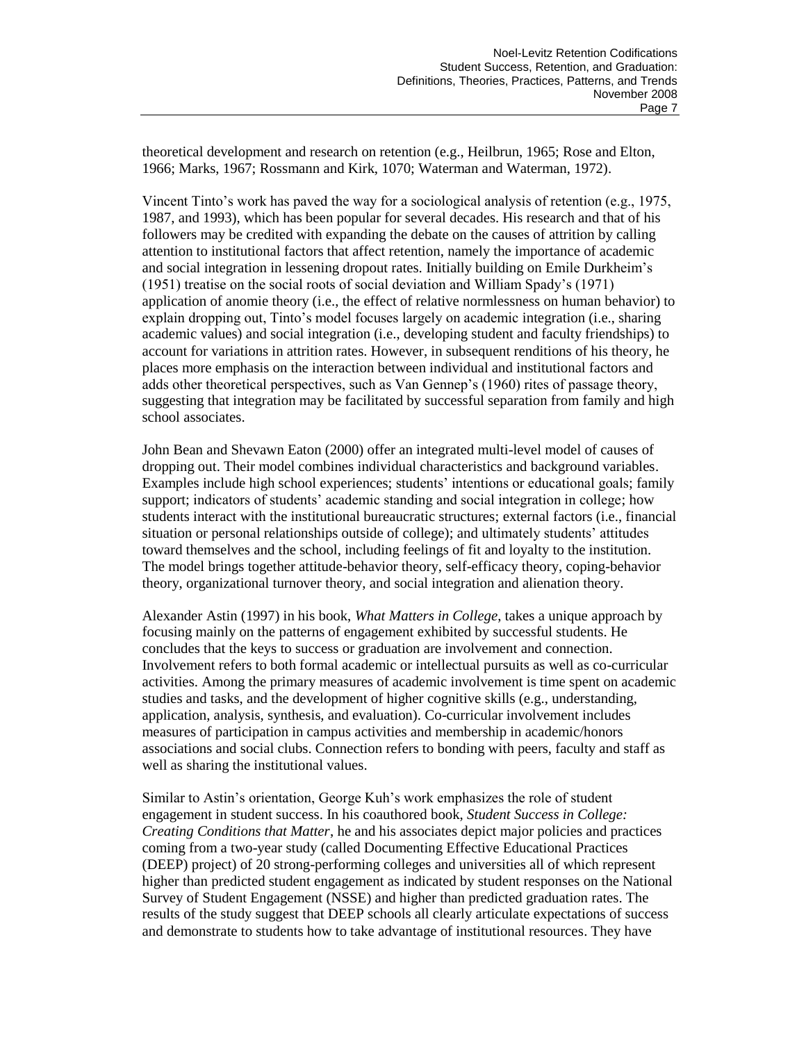theoretical development and research on retention (e.g., Heilbrun, 1965; Rose and Elton, 1966; Marks, 1967; Rossmann and Kirk, 1070; Waterman and Waterman, 1972).

Vincent Tinto's work has paved the way for a sociological analysis of retention (e.g., 1975, 1987, and 1993), which has been popular for several decades. His research and that of his followers may be credited with expanding the debate on the causes of attrition by calling attention to institutional factors that affect retention, namely the importance of academic and social integration in lessening dropout rates. Initially building on Emile Durkheim's (1951) treatise on the social roots of social deviation and William Spady's (1971) application of anomie theory (i.e., the effect of relative normlessness on human behavior) to explain dropping out, Tinto's model focuses largely on academic integration (i.e., sharing academic values) and social integration (i.e., developing student and faculty friendships) to account for variations in attrition rates. However, in subsequent renditions of his theory, he places more emphasis on the interaction between individual and institutional factors and adds other theoretical perspectives, such as Van Gennep's (1960) rites of passage theory, suggesting that integration may be facilitated by successful separation from family and high school associates.

John Bean and Shevawn Eaton (2000) offer an integrated multi-level model of causes of dropping out. Their model combines individual characteristics and background variables. Examples include high school experiences; students' intentions or educational goals; family support; indicators of students' academic standing and social integration in college; how students interact with the institutional bureaucratic structures; external factors (i.e., financial situation or personal relationships outside of college); and ultimately students' attitudes toward themselves and the school, including feelings of fit and loyalty to the institution. The model brings together attitude-behavior theory, self-efficacy theory, coping-behavior theory, organizational turnover theory, and social integration and alienation theory.

Alexander Astin (1997) in his book, *What Matters in College*, takes a unique approach by focusing mainly on the patterns of engagement exhibited by successful students. He concludes that the keys to success or graduation are involvement and connection. Involvement refers to both formal academic or intellectual pursuits as well as co-curricular activities. Among the primary measures of academic involvement is time spent on academic studies and tasks, and the development of higher cognitive skills (e.g., understanding, application, analysis, synthesis, and evaluation). Co-curricular involvement includes measures of participation in campus activities and membership in academic/honors associations and social clubs. Connection refers to bonding with peers, faculty and staff as well as sharing the institutional values.

Similar to Astin's orientation, George Kuh's work emphasizes the role of student engagement in student success. In his coauthored book, *Student Success in College: Creating Conditions that Matter*, he and his associates depict major policies and practices coming from a two-year study (called Documenting Effective Educational Practices (DEEP) project) of 20 strong-performing colleges and universities all of which represent higher than predicted student engagement as indicated by student responses on the National Survey of Student Engagement (NSSE) and higher than predicted graduation rates. The results of the study suggest that DEEP schools all clearly articulate expectations of success and demonstrate to students how to take advantage of institutional resources. They have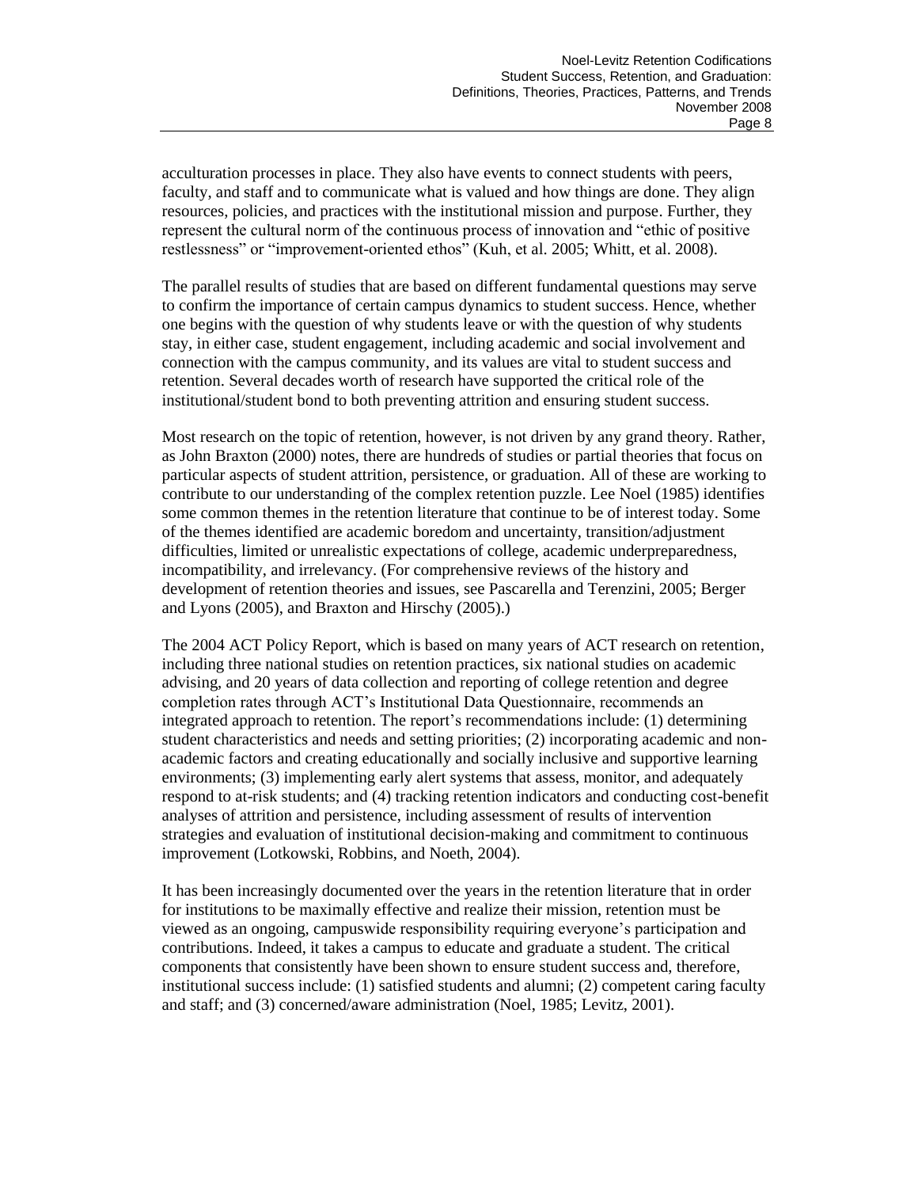acculturation processes in place. They also have events to connect students with peers, faculty, and staff and to communicate what is valued and how things are done. They align resources, policies, and practices with the institutional mission and purpose. Further, they represent the cultural norm of the continuous process of innovation and "ethic of positive restlessness" or "improvement-oriented ethos" (Kuh, et al. 2005; Whitt, et al. 2008).

The parallel results of studies that are based on different fundamental questions may serve to confirm the importance of certain campus dynamics to student success. Hence, whether one begins with the question of why students leave or with the question of why students stay, in either case, student engagement, including academic and social involvement and connection with the campus community, and its values are vital to student success and retention. Several decades worth of research have supported the critical role of the institutional/student bond to both preventing attrition and ensuring student success.

Most research on the topic of retention, however, is not driven by any grand theory. Rather, as John Braxton (2000) notes, there are hundreds of studies or partial theories that focus on particular aspects of student attrition, persistence, or graduation. All of these are working to contribute to our understanding of the complex retention puzzle. Lee Noel (1985) identifies some common themes in the retention literature that continue to be of interest today. Some of the themes identified are academic boredom and uncertainty, transition/adjustment difficulties, limited or unrealistic expectations of college, academic underpreparedness, incompatibility, and irrelevancy. (For comprehensive reviews of the history and development of retention theories and issues, see Pascarella and Terenzini, 2005; Berger and Lyons (2005), and Braxton and Hirschy (2005).)

The 2004 ACT Policy Report, which is based on many years of ACT research on retention, including three national studies on retention practices, six national studies on academic advising, and 20 years of data collection and reporting of college retention and degree completion rates through ACT's Institutional Data Questionnaire, recommends an integrated approach to retention. The report's recommendations include: (1) determining student characteristics and needs and setting priorities; (2) incorporating academic and non-academic factors and creating educationally and socially inclusive and supportive learning environments; (3) implementing early alert systems that assess, monitor, and adequately respond to at-risk students; and (4) tracking retention indicators and conducting cost-benefit analyses of attrition and persistence, including assessment of results of intervention strategies and evaluation of institutional decision-making and commitment to continuous improvement (Lotkowski, Robbins, and Noeth, 2004).

It has been increasingly documented over the years in the retention literature that in order for institutions to be maximally effective and realize their mission, retention must be viewed as an ongoing, campuswide responsibility requiring everyone's participation and contributions. Indeed, it takes a campus to educate and graduate a student. The critical components that consistently have been shown to ensure student success and, therefore, institutional success include: (1) satisfied students and alumni; (2) competent caring faculty and staff; and (3) concerned/aware administration (Noel, 1985; Levitz, 2001).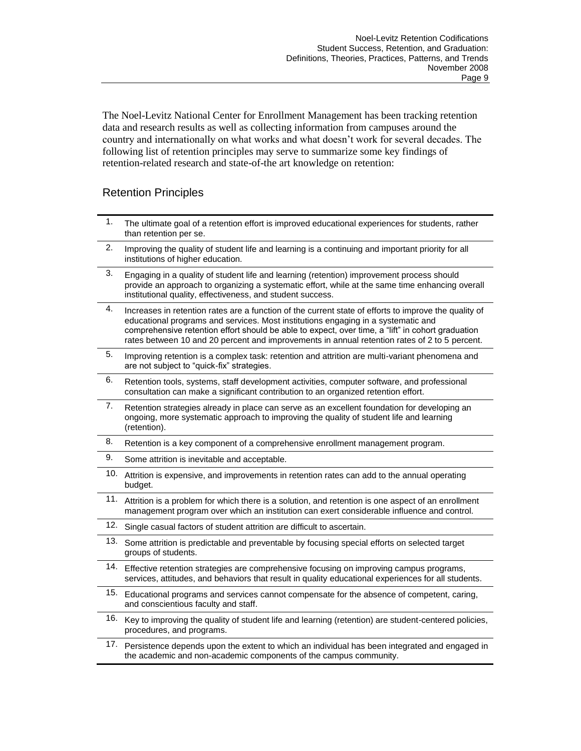The Noel-Levitz National Center for Enrollment Management has been tracking retention data and research results as well as collecting information from campuses around the country and internationally on what works and what doesn't work for several decades. The following list of retention principles may serve to summarize some key findings of retention-related research and state-of-the art knowledge on retention:

## Retention Principles

1. The ultimate goal of a retention effort is improved educational experiences for students, rather than retention per se.
2. Improving the quality of student life and learning is a continuing and important priority for all institutions of higher education.
3. Engaging in a quality of student life and learning (retention) improvement process should provide an approach to organizing a systematic effort, while at the same time enhancing overall institutional quality, effectiveness, and student success.
4. Increases in retention rates are a function of the current state of efforts to improve the quality of educational programs and services. Most institutions engaging in a systematic and comprehensive retention effort should be able to expect, over time, a "lift" in cohort graduation rates between 10 and 20 percent and improvements in annual retention rates of 2 to 5 percent.
5. Improving retention is a complex task: retention and attrition are multi-variant phenomena and are not subject to "quick-fix" strategies.
6. Retention tools, systems, staff development activities, computer software, and professional consultation can make a significant contribution to an organized retention effort.
7. Retention strategies already in place can serve as an excellent foundation for developing an ongoing, more systematic approach to improving the quality of student life and learning (retention).
8. Retention is a key component of a comprehensive enrollment management program.
9. Some attrition is inevitable and acceptable.
10. Attrition is expensive, and improvements in retention rates can add to the annual operating budget.
11. Attrition is a problem for which there is a solution, and retention is one aspect of an enrollment management program over which an institution can exert considerable influence and control.
12. Single casual factors of student attrition are difficult to ascertain.
13. Some attrition is predictable and preventable by focusing special efforts on selected target groups of students.
14. Effective retention strategies are comprehensive focusing on improving campus programs, services, attitudes, and behaviors that result in quality educational experiences for all students.
15. Educational programs and services cannot compensate for the absence of competent, caring, and conscientious faculty and staff.
16. Key to improving the quality of student life and learning (retention) are student-centered policies, procedures, and programs.
17. Persistence depends upon the extent to which an individual has been integrated and engaged in the academic and non-academic components of the campus community.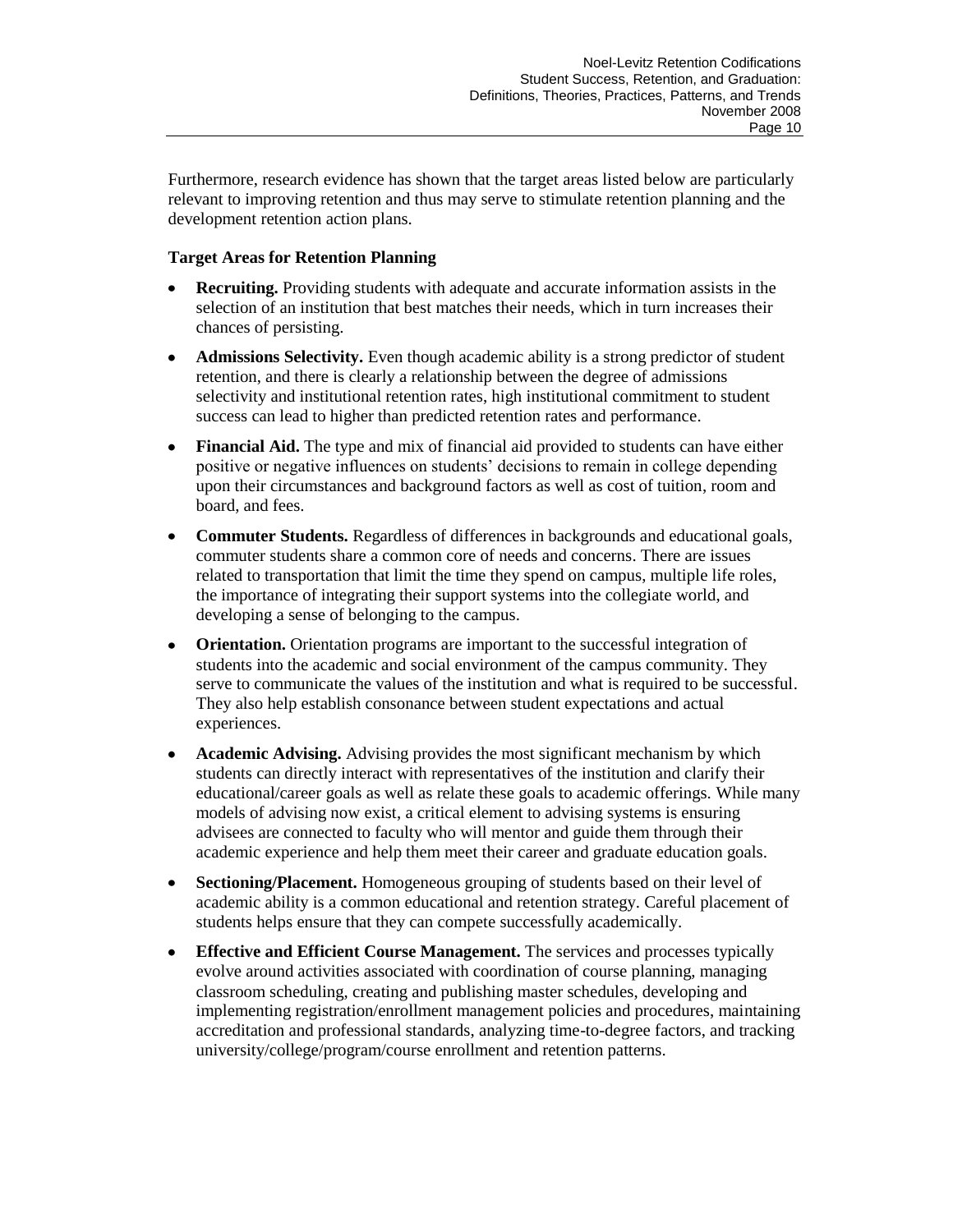Furthermore, research evidence has shown that the target areas listed below are particularly relevant to improving retention and thus may serve to stimulate retention planning and the development retention action plans.

**Target Areas for Retention Planning**

- **Recruiting.** Providing students with adequate and accurate information assists in the selection of an institution that best matches their needs, which in turn increases their chances of persisting.
- **Admissions Selectivity.** Even though academic ability is a strong predictor of student retention, and there is clearly a relationship between the degree of admissions selectivity and institutional retention rates, high institutional commitment to student success can lead to higher than predicted retention rates and performance.
- **Financial Aid.** The type and mix of financial aid provided to students can have either positive or negative influences on students' decisions to remain in college depending upon their circumstances and background factors as well as cost of tuition, room and board, and fees.
- **Commuter Students.** Regardless of differences in backgrounds and educational goals, commuter students share a common core of needs and concerns. There are issues related to transportation that limit the time they spend on campus, multiple life roles, the importance of integrating their support systems into the collegiate world, and developing a sense of belonging to the campus.
- **Orientation.** Orientation programs are important to the successful integration of students into the academic and social environment of the campus community. They serve to communicate the values of the institution and what is required to be successful. They also help establish consonance between student expectations and actual experiences.
- **Academic Advising.** Advising provides the most significant mechanism by which students can directly interact with representatives of the institution and clarify their educational/career goals as well as relate these goals to academic offerings. While many models of advising now exist, a critical element to advising systems is ensuring advisees are connected to faculty who will mentor and guide them through their academic experience and help them meet their career and graduate education goals.
- **Sectioning/Placement.** Homogeneous grouping of students based on their level of academic ability is a common educational and retention strategy. Careful placement of students helps ensure that they can compete successfully academically.
- **Effective and Efficient Course Management.** The services and processes typically evolve around activities associated with coordination of course planning, managing classroom scheduling, creating and publishing master schedules, developing and implementing registration/enrollment management policies and procedures, maintaining accreditation and professional standards, analyzing time-to-degree factors, and tracking university/college/program/course enrollment and retention patterns.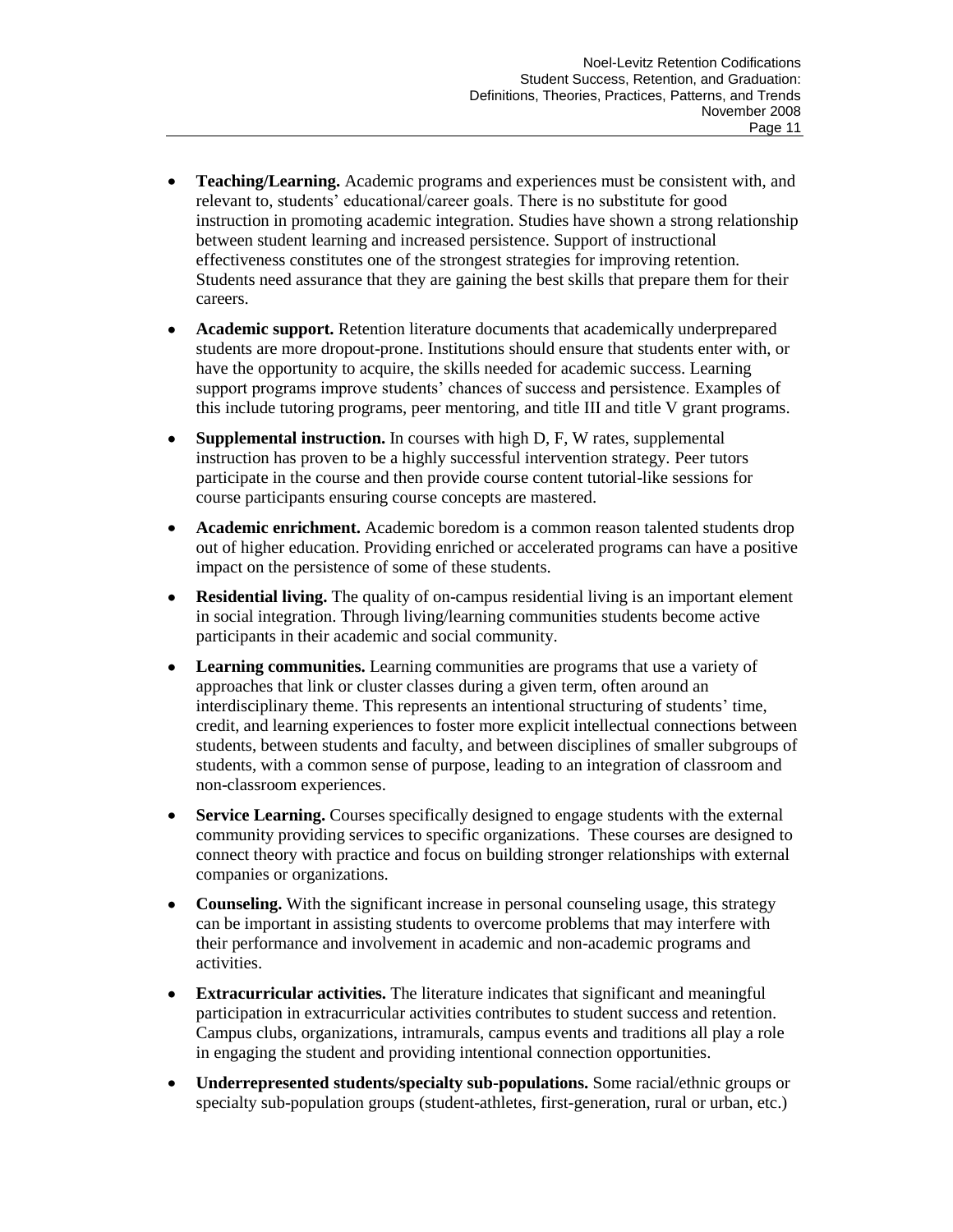- **Teaching/Learning.** Academic programs and experiences must be consistent with, and relevant to, students' educational/career goals. There is no substitute for good instruction in promoting academic integration. Studies have shown a strong relationship between student learning and increased persistence. Support of instructional effectiveness constitutes one of the strongest strategies for improving retention. Students need assurance that they are gaining the best skills that prepare them for their careers.
- **Academic support.** Retention literature documents that academically underprepared students are more dropout-prone. Institutions should ensure that students enter with, or have the opportunity to acquire, the skills needed for academic success. Learning support programs improve students' chances of success and persistence. Examples of this include tutoring programs, peer mentoring, and title III and title V grant programs.
- **Supplemental instruction.** In courses with high D, F, W rates, supplemental instruction has proven to be a highly successful intervention strategy. Peer tutors participate in the course and then provide course content tutorial-like sessions for course participants ensuring course concepts are mastered.
- **Academic enrichment.** Academic boredom is a common reason talented students drop out of higher education. Providing enriched or accelerated programs can have a positive impact on the persistence of some of these students.
- **Residential living.** The quality of on-campus residential living is an important element in social integration. Through living/learning communities students become active participants in their academic and social community.
- **Learning communities.** Learning communities are programs that use a variety of approaches that link or cluster classes during a given term, often around an interdisciplinary theme. This represents an intentional structuring of students' time, credit, and learning experiences to foster more explicit intellectual connections between students, between students and faculty, and between disciplines of smaller subgroups of students, with a common sense of purpose, leading to an integration of classroom and non-classroom experiences.
- **Service Learning.** Courses specifically designed to engage students with the external community providing services to specific organizations. These courses are designed to connect theory with practice and focus on building stronger relationships with external companies or organizations.
- **Counseling.** With the significant increase in personal counseling usage, this strategy can be important in assisting students to overcome problems that may interfere with their performance and involvement in academic and non-academic programs and activities.
- **Extracurricular activities.** The literature indicates that significant and meaningful participation in extracurricular activities contributes to student success and retention. Campus clubs, organizations, intramurals, campus events and traditions all play a role in engaging the student and providing intentional connection opportunities.
- **Underrepresented students/specialty sub-populations.** Some racial/ethnic groups or specialty sub-population groups (student-athletes, first-generation, rural or urban, etc.)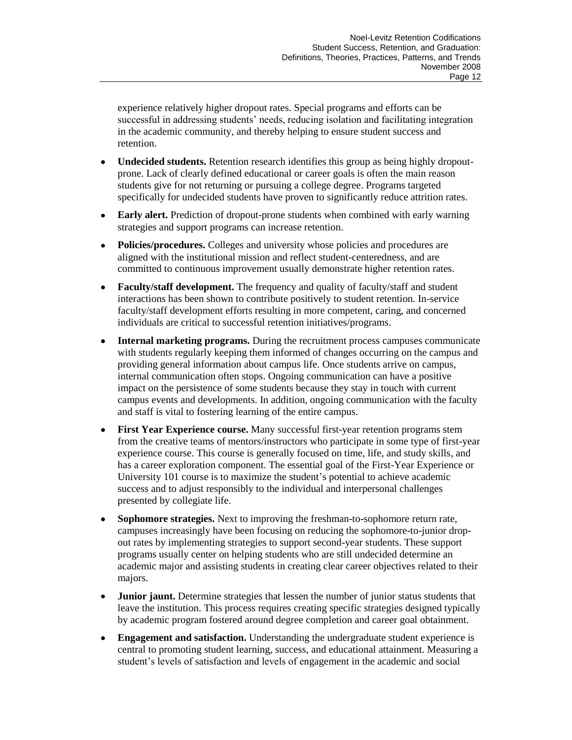experience relatively higher dropout rates. Special programs and efforts can be successful in addressing students' needs, reducing isolation and facilitating integration in the academic community, and thereby helping to ensure student success and retention.

- **Undecided students.** Retention research identifies this group as being highly dropout-prone. Lack of clearly defined educational or career goals is often the main reason students give for not returning or pursuing a college degree. Programs targeted specifically for undecided students have proven to significantly reduce attrition rates.
- **Early alert.** Prediction of dropout-prone students when combined with early warning strategies and support programs can increase retention.
- **Policies/procedures.** Colleges and university whose policies and procedures are aligned with the institutional mission and reflect student-centeredness, and are committed to continuous improvement usually demonstrate higher retention rates.
- **Faculty/staff development.** The frequency and quality of faculty/staff and student interactions has been shown to contribute positively to student retention. In-service faculty/staff development efforts resulting in more competent, caring, and concerned individuals are critical to successful retention initiatives/programs.
- **Internal marketing programs.** During the recruitment process campuses communicate with students regularly keeping them informed of changes occurring on the campus and providing general information about campus life. Once students arrive on campus, internal communication often stops. Ongoing communication can have a positive impact on the persistence of some students because they stay in touch with current campus events and developments. In addition, ongoing communication with the faculty and staff is vital to fostering learning of the entire campus.
- **First Year Experience course.** Many successful first-year retention programs stem from the creative teams of mentors/instructors who participate in some type of first-year experience course. This course is generally focused on time, life, and study skills, and has a career exploration component. The essential goal of the First-Year Experience or University 101 course is to maximize the student's potential to achieve academic success and to adjust responsibly to the individual and interpersonal challenges presented by collegiate life.
- **Sophomore strategies.** Next to improving the freshman-to-sophomore return rate, campuses increasingly have been focusing on reducing the sophomore-to-junior drop-out rates by implementing strategies to support second-year students. These support programs usually center on helping students who are still undecided determine an academic major and assisting students in creating clear career objectives related to their majors.
- **Junior jaunt.** Determine strategies that lessen the number of junior status students that leave the institution. This process requires creating specific strategies designed typically by academic program fostered around degree completion and career goal obtainment.
- **Engagement and satisfaction.** Understanding the undergraduate student experience is central to promoting student learning, success, and educational attainment. Measuring a student's levels of satisfaction and levels of engagement in the academic and social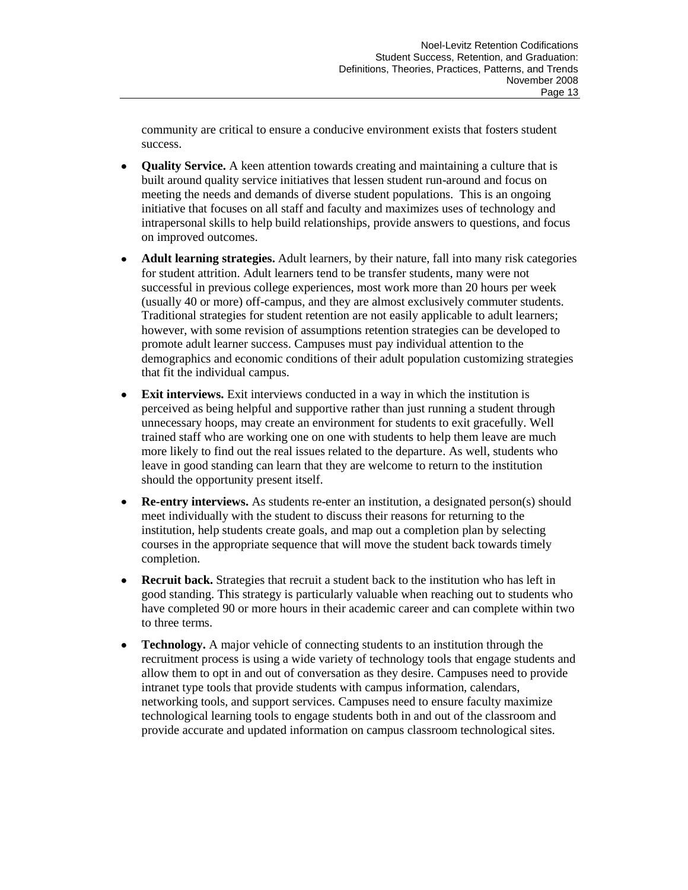community are critical to ensure a conducive environment exists that fosters student success.

- **Quality Service.** A keen attention towards creating and maintaining a culture that is built around quality service initiatives that lessen student run-around and focus on meeting the needs and demands of diverse student populations.  This is an ongoing initiative that focuses on all staff and faculty and maximizes uses of technology and intrapersonal skills to help build relationships, provide answers to questions, and focus on improved outcomes.
- **Adult learning strategies.** Adult learners, by their nature, fall into many risk categories for student attrition. Adult learners tend to be transfer students, many were not successful in previous college experiences, most work more than 20 hours per week (usually 40 or more) off-campus, and they are almost exclusively commuter students. Traditional strategies for student retention are not easily applicable to adult learners; however, with some revision of assumptions retention strategies can be developed to promote adult learner success. Campuses must pay individual attention to the demographics and economic conditions of their adult population customizing strategies that fit the individual campus.
- **Exit interviews.** Exit interviews conducted in a way in which the institution is perceived as being helpful and supportive rather than just running a student through unnecessary hoops, may create an environment for students to exit gracefully. Well trained staff who are working one on one with students to help them leave are much more likely to find out the real issues related to the departure. As well, students who leave in good standing can learn that they are welcome to return to the institution should the opportunity present itself.
- **Re-entry interviews.** As students re-enter an institution, a designated person(s) should meet individually with the student to discuss their reasons for returning to the institution, help students create goals, and map out a completion plan by selecting courses in the appropriate sequence that will move the student back towards timely completion.
- **Recruit back.** Strategies that recruit a student back to the institution who has left in good standing. This strategy is particularly valuable when reaching out to students who have completed 90 or more hours in their academic career and can complete within two to three terms.
- **Technology.** A major vehicle of connecting students to an institution through the recruitment process is using a wide variety of technology tools that engage students and allow them to opt in and out of conversation as they desire. Campuses need to provide intranet type tools that provide students with campus information, calendars, networking tools, and support services. Campuses need to ensure faculty maximize technological learning tools to engage students both in and out of the classroom and provide accurate and updated information on campus classroom technological sites.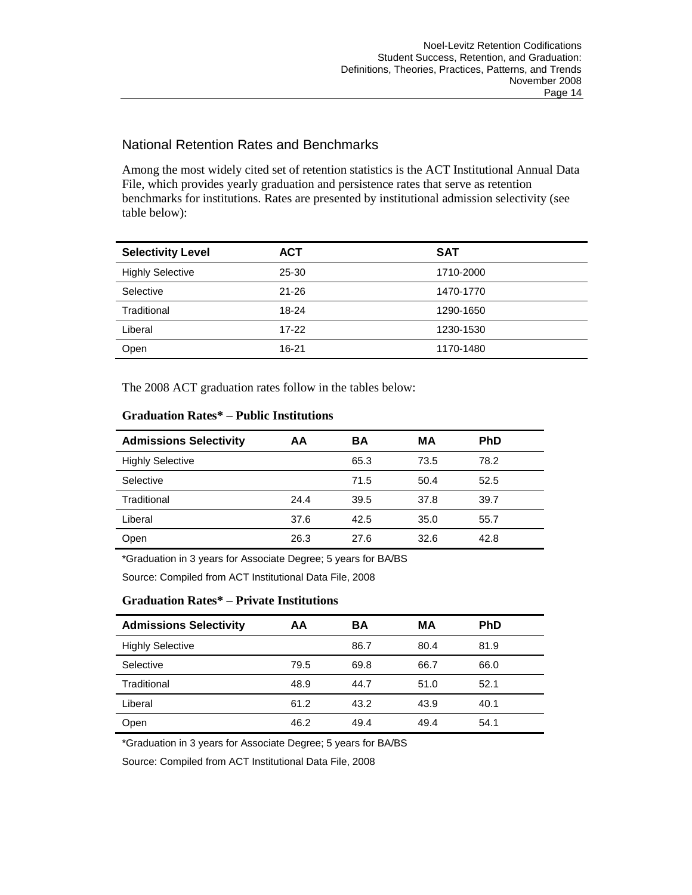## National Retention Rates and Benchmarks

Among the most widely cited set of retention statistics is the ACT Institutional Annual Data File, which provides yearly graduation and persistence rates that serve as retention benchmarks for institutions. Rates are presented by institutional admission selectivity (see table below):

| Selectivity Level | ACT | SAT |
|---|---|---|
| Highly Selective | 25-30 | 1710-2000 |
| Selective | 21-26 | 1470-1770 |
| Traditional | 18-24 | 1290-1650 |
| Liberal | 17-22 | 1230-1530 |
| Open | 16-21 | 1170-1480 |

The 2008 ACT graduation rates follow in the tables below:

**Graduation Rates* – Public Institutions**

| Admissions Selectivity | AA | BA | MA | PhD |
|---|---|---|---|---|
| Highly Selective | | 65.3 | 73.5 | 78.2 |
| Selective | | 71.5 | 50.4 | 52.5 |
| Traditional | 24.4 | 39.5 | 37.8 | 39.7 |
| Liberal | 37.6 | 42.5 | 35.0 | 55.7 |
| Open | 26.3 | 27.6 | 32.6 | 42.8 |

*Graduation in 3 years for Associate Degree; 5 years for BA/BS

Source: Compiled from ACT Institutional Data File, 2008

**Graduation Rates* – Private Institutions**

| Admissions Selectivity | AA | BA | MA | PhD |
|---|---|---|---|---|
| Highly Selective | | 86.7 | 80.4 | 81.9 |
| Selective | 79.5 | 69.8 | 66.7 | 66.0 |
| Traditional | 48.9 | 44.7 | 51.0 | 52.1 |
| Liberal | 61.2 | 43.2 | 43.9 | 40.1 |
| Open | 46.2 | 49.4 | 49.4 | 54.1 |

*Graduation in 3 years for Associate Degree; 5 years for BA/BS

Source: Compiled from ACT Institutional Data File, 2008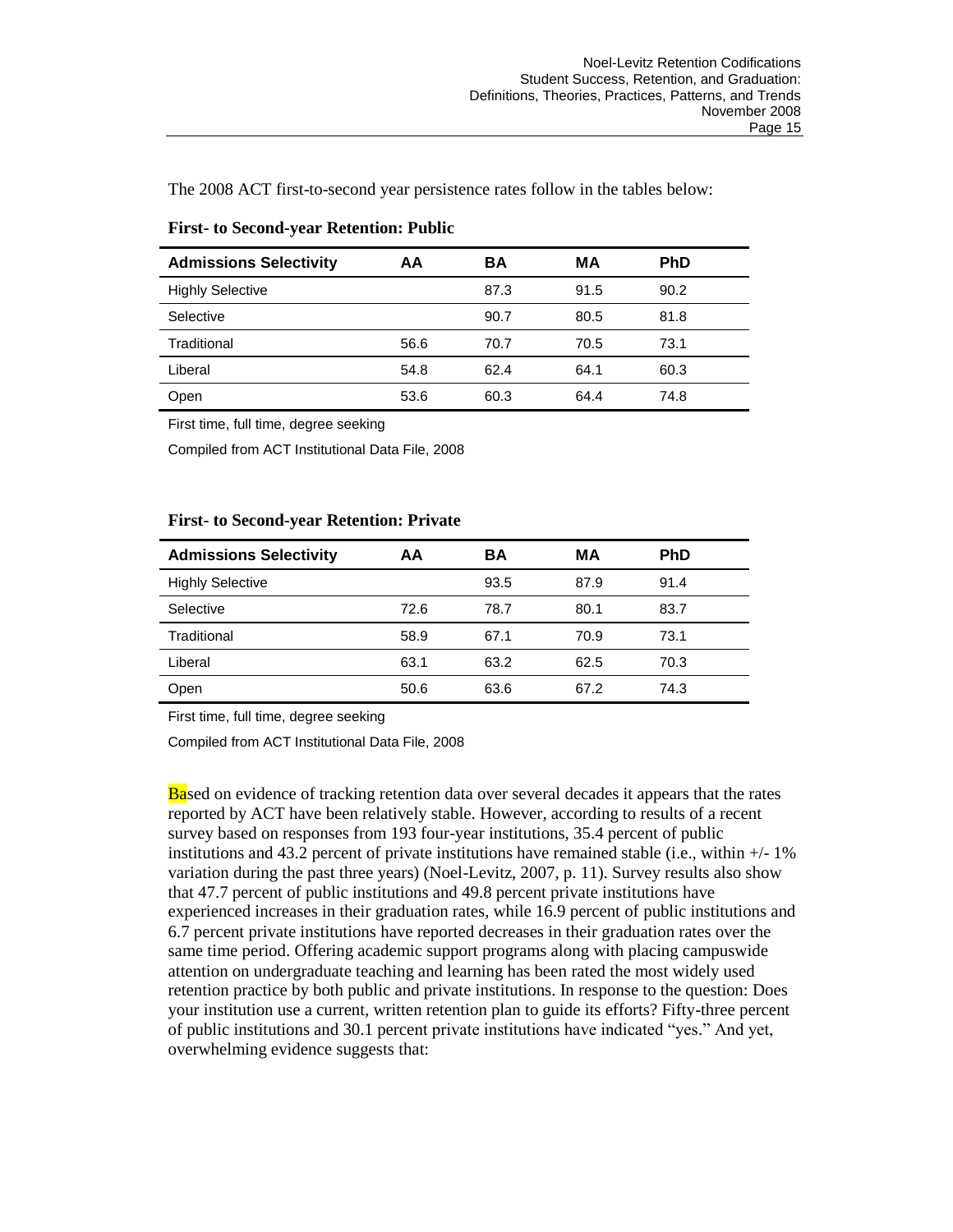The 2008 ACT first-to-second year persistence rates follow in the tables below:

**First- to Second-year Retention: Public**

| Admissions Selectivity | AA | BA | MA | PhD |
|---|---|---|---|---|
| Highly Selective | | 87.3 | 91.5 | 90.2 |
| Selective | | 90.7 | 80.5 | 81.8 |
| Traditional | 56.6 | 70.7 | 70.5 | 73.1 |
| Liberal | 54.8 | 62.4 | 64.1 | 60.3 |
| Open | 53.6 | 60.3 | 64.4 | 74.8 |

First time, full time, degree seeking

Compiled from ACT Institutional Data File, 2008

**First- to Second-year Retention: Private**

| Admissions Selectivity | AA | BA | MA | PhD |
|---|---|---|---|---|
| Highly Selective | | 93.5 | 87.9 | 91.4 |
| Selective | 72.6 | 78.7 | 80.1 | 83.7 |
| Traditional | 58.9 | 67.1 | 70.9 | 73.1 |
| Liberal | 63.1 | 63.2 | 62.5 | 70.3 |
| Open | 50.6 | 63.6 | 67.2 | 74.3 |

First time, full time, degree seeking

Compiled from ACT Institutional Data File, 2008

Based on evidence of tracking retention data over several decades it appears that the rates reported by ACT have been relatively stable. However, according to results of a recent survey based on responses from 193 four-year institutions, 35.4 percent of public institutions and 43.2 percent of private institutions have remained stable (i.e., within +/- 1% variation during the past three years) (Noel-Levitz, 2007, p. 11). Survey results also show that 47.7 percent of public institutions and 49.8 percent private institutions have experienced increases in their graduation rates, while 16.9 percent of public institutions and 6.7 percent private institutions have reported decreases in their graduation rates over the same time period. Offering academic support programs along with placing campuswide attention on undergraduate teaching and learning has been rated the most widely used retention practice by both public and private institutions. In response to the question: Does your institution use a current, written retention plan to guide its efforts? Fifty-three percent of public institutions and 30.1 percent private institutions have indicated "yes." And yet, overwhelming evidence suggests that: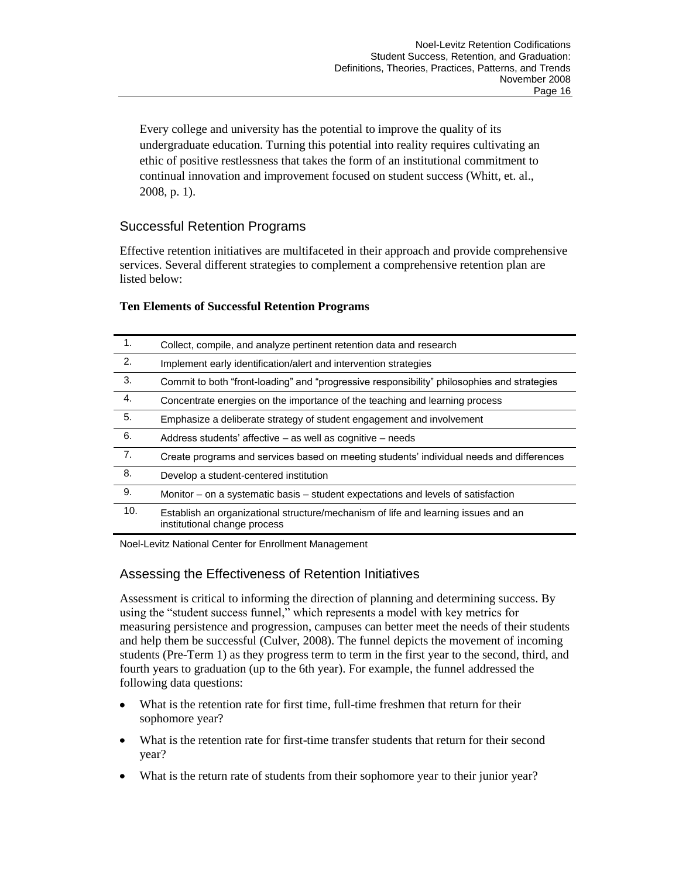Every college and university has the potential to improve the quality of its undergraduate education. Turning this potential into reality requires cultivating an ethic of positive restlessness that takes the form of an institutional commitment to continual innovation and improvement focused on student success (Whitt, et. al., 2008, p. 1).

## Successful Retention Programs

Effective retention initiatives are multifaceted in their approach and provide comprehensive services. Several different strategies to complement a comprehensive retention plan are listed below:

**Ten Elements of Successful Retention Programs**

| | |
|---|---|
| 1. | Collect, compile, and analyze pertinent retention data and research |
| 2. | Implement early identification/alert and intervention strategies |
| 3. | Commit to both "front-loading" and "progressive responsibility" philosophies and strategies |
| 4. | Concentrate energies on the importance of the teaching and learning process |
| 5. | Emphasize a deliberate strategy of student engagement and involvement |
| 6. | Address students' affective – as well as cognitive – needs |
| 7. | Create programs and services based on meeting students' individual needs and differences |
| 8. | Develop a student-centered institution |
| 9. | Monitor – on a systematic basis – student expectations and levels of satisfaction |
| 10. | Establish an organizational structure/mechanism of life and learning issues and an institutional change process |

Noel-Levitz National Center for Enrollment Management

## Assessing the Effectiveness of Retention Initiatives

Assessment is critical to informing the direction of planning and determining success. By using the "student success funnel," which represents a model with key metrics for measuring persistence and progression, campuses can better meet the needs of their students and help them be successful (Culver, 2008). The funnel depicts the movement of incoming students (Pre-Term 1) as they progress term to term in the first year to the second, third, and fourth years to graduation (up to the 6th year). For example, the funnel addressed the following data questions:

- What is the retention rate for first time, full-time freshmen that return for their sophomore year?
- What is the retention rate for first-time transfer students that return for their second year?
- What is the return rate of students from their sophomore year to their junior year?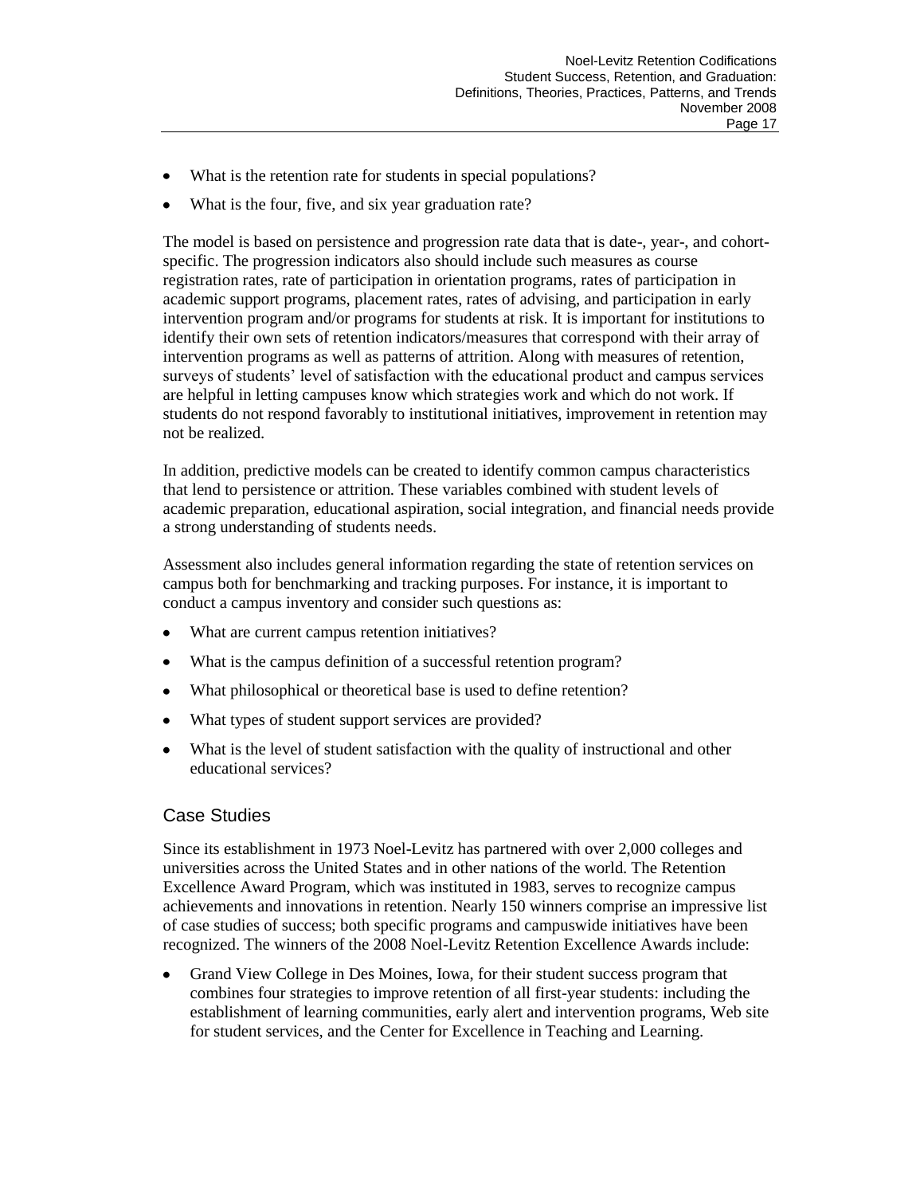- What is the retention rate for students in special populations?
- What is the four, five, and six year graduation rate?

The model is based on persistence and progression rate data that is date-, year-, and cohort-specific. The progression indicators also should include such measures as course registration rates, rate of participation in orientation programs, rates of participation in academic support programs, placement rates, rates of advising, and participation in early intervention program and/or programs for students at risk. It is important for institutions to identify their own sets of retention indicators/measures that correspond with their array of intervention programs as well as patterns of attrition. Along with measures of retention, surveys of students' level of satisfaction with the educational product and campus services are helpful in letting campuses know which strategies work and which do not work. If students do not respond favorably to institutional initiatives, improvement in retention may not be realized.

In addition, predictive models can be created to identify common campus characteristics that lend to persistence or attrition. These variables combined with student levels of academic preparation, educational aspiration, social integration, and financial needs provide a strong understanding of students needs.

Assessment also includes general information regarding the state of retention services on campus both for benchmarking and tracking purposes. For instance, it is important to conduct a campus inventory and consider such questions as:

- What are current campus retention initiatives?
- What is the campus definition of a successful retention program?
- What philosophical or theoretical base is used to define retention?
- What types of student support services are provided?
- What is the level of student satisfaction with the quality of instructional and other educational services?

## Case Studies

Since its establishment in 1973 Noel-Levitz has partnered with over 2,000 colleges and universities across the United States and in other nations of the world. The Retention Excellence Award Program, which was instituted in 1983, serves to recognize campus achievements and innovations in retention. Nearly 150 winners comprise an impressive list of case studies of success; both specific programs and campuswide initiatives have been recognized. The winners of the 2008 Noel-Levitz Retention Excellence Awards include:

- Grand View College in Des Moines, Iowa, for their student success program that combines four strategies to improve retention of all first-year students: including the establishment of learning communities, early alert and intervention programs, Web site for student services, and the Center for Excellence in Teaching and Learning.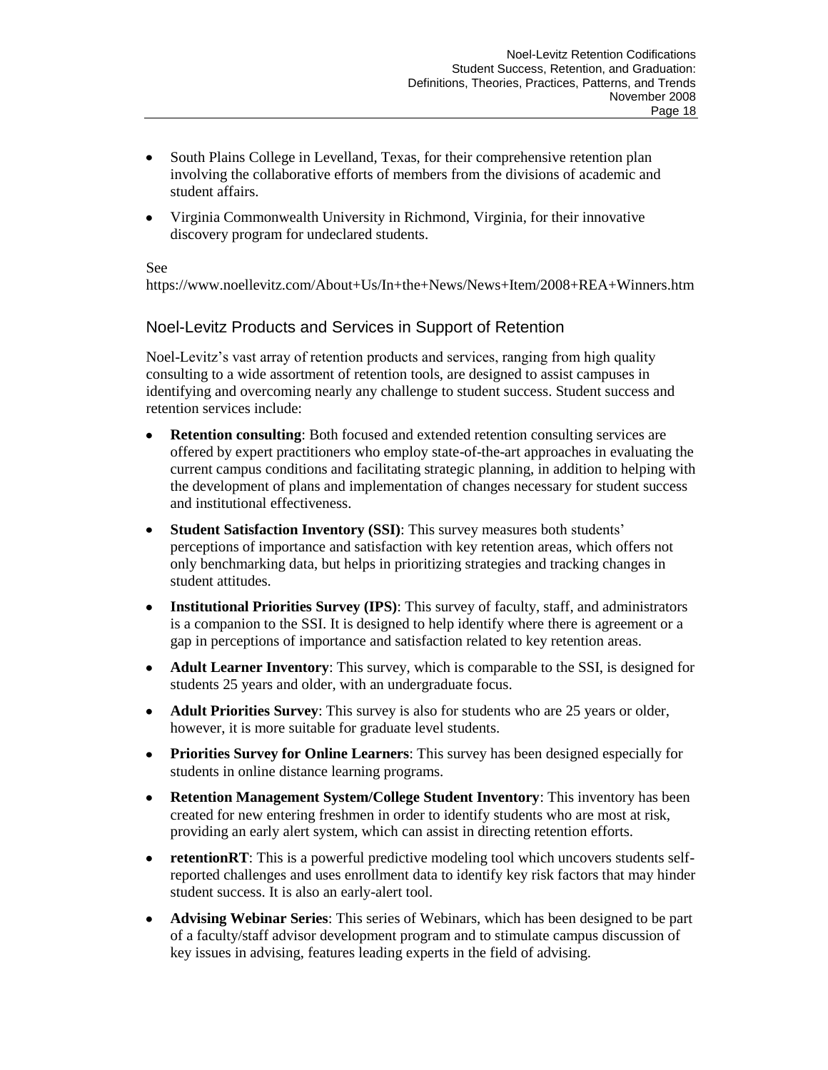- South Plains College in Levelland, Texas, for their comprehensive retention plan involving the collaborative efforts of members from the divisions of academic and student affairs.
- Virginia Commonwealth University in Richmond, Virginia, for their innovative discovery program for undeclared students.

See https://www.noellevitz.com/About+Us/In+the+News/News+Item/2008+REA+Winners.htm

## Noel-Levitz Products and Services in Support of Retention

Noel-Levitz's vast array of retention products and services, ranging from high quality consulting to a wide assortment of retention tools, are designed to assist campuses in identifying and overcoming nearly any challenge to student success. Student success and retention services include:

- **Retention consulting**: Both focused and extended retention consulting services are offered by expert practitioners who employ state-of-the-art approaches in evaluating the current campus conditions and facilitating strategic planning, in addition to helping with the development of plans and implementation of changes necessary for student success and institutional effectiveness.
- **Student Satisfaction Inventory (SSI)**: This survey measures both students' perceptions of importance and satisfaction with key retention areas, which offers not only benchmarking data, but helps in prioritizing strategies and tracking changes in student attitudes.
- **Institutional Priorities Survey (IPS)**: This survey of faculty, staff, and administrators is a companion to the SSI. It is designed to help identify where there is agreement or a gap in perceptions of importance and satisfaction related to key retention areas.
- **Adult Learner Inventory**: This survey, which is comparable to the SSI, is designed for students 25 years and older, with an undergraduate focus.
- **Adult Priorities Survey**: This survey is also for students who are 25 years or older, however, it is more suitable for graduate level students.
- **Priorities Survey for Online Learners**: This survey has been designed especially for students in online distance learning programs.
- **Retention Management System/College Student Inventory**: This inventory has been created for new entering freshmen in order to identify students who are most at risk, providing an early alert system, which can assist in directing retention efforts.
- **retentionRT**: This is a powerful predictive modeling tool which uncovers students self-reported challenges and uses enrollment data to identify key risk factors that may hinder student success. It is also an early-alert tool.
- **Advising Webinar Series**: This series of Webinars, which has been designed to be part of a faculty/staff advisor development program and to stimulate campus discussion of key issues in advising, features leading experts in the field of advising.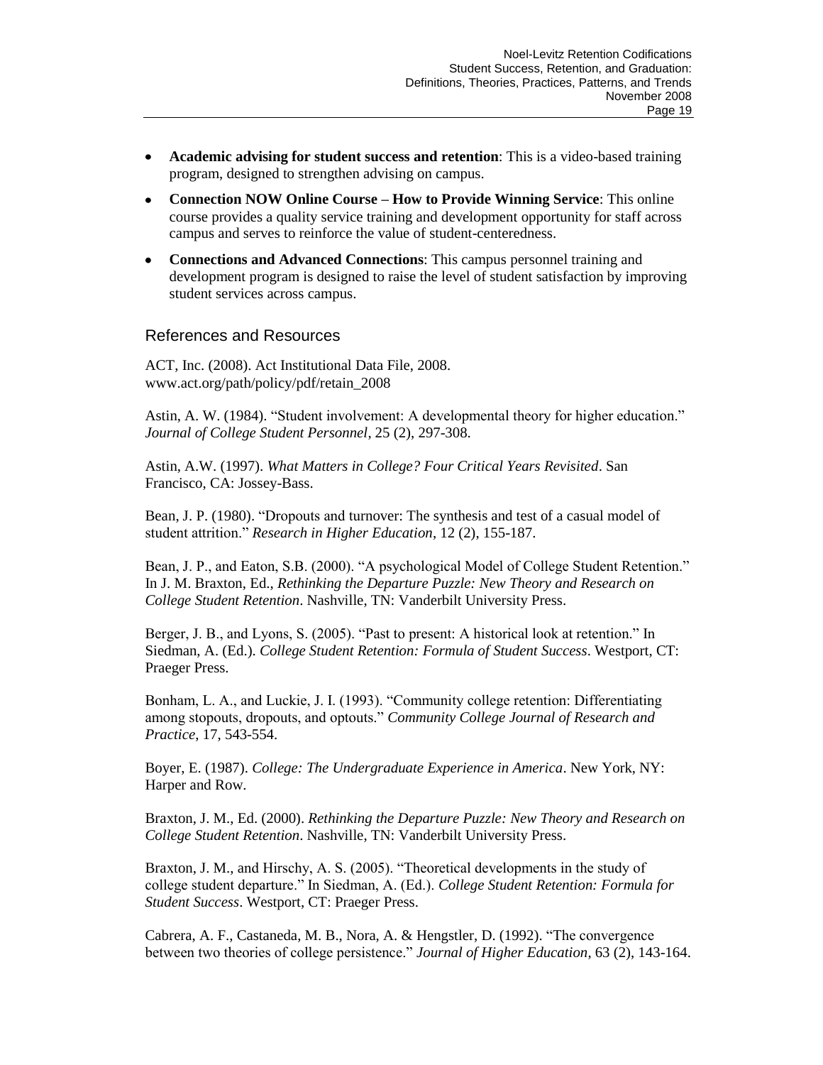- **Academic advising for student success and retention**: This is a video-based training program, designed to strengthen advising on campus.
- **Connection NOW Online Course – How to Provide Winning Service**: This online course provides a quality service training and development opportunity for staff across campus and serves to reinforce the value of student-centeredness.
- **Connections and Advanced Connections**: This campus personnel training and development program is designed to raise the level of student satisfaction by improving student services across campus.

## References and Resources

ACT, Inc. (2008). Act Institutional Data File, 2008. www.act.org/path/policy/pdf/retain_2008

Astin, A. W. (1984). "Student involvement: A developmental theory for higher education." *Journal of College Student Personnel*, 25 (2), 297-308.

Astin, A.W. (1997). *What Matters in College? Four Critical Years Revisited*. San Francisco, CA: Jossey-Bass.

Bean, J. P. (1980). "Dropouts and turnover: The synthesis and test of a casual model of student attrition." *Research in Higher Education*, 12 (2), 155-187.

Bean, J. P., and Eaton, S.B. (2000). "A psychological Model of College Student Retention." In J. M. Braxton, Ed., *Rethinking the Departure Puzzle: New Theory and Research on College Student Retention*. Nashville, TN: Vanderbilt University Press.

Berger, J. B., and Lyons, S. (2005). "Past to present: A historical look at retention." In Siedman, A. (Ed.). *College Student Retention: Formula of Student Success*. Westport, CT: Praeger Press.

Bonham, L. A., and Luckie, J. I. (1993). "Community college retention: Differentiating among stopouts, dropouts, and optouts." *Community College Journal of Research and Practice*, 17, 543-554.

Boyer, E. (1987). *College: The Undergraduate Experience in America*. New York, NY: Harper and Row.

Braxton, J. M., Ed. (2000). *Rethinking the Departure Puzzle: New Theory and Research on College Student Retention*. Nashville, TN: Vanderbilt University Press.

Braxton, J. M., and Hirschy, A. S. (2005). "Theoretical developments in the study of college student departure." In Siedman, A. (Ed.). *College Student Retention: Formula for Student Success*. Westport, CT: Praeger Press.

Cabrera, A. F., Castaneda, M. B., Nora, A. & Hengstler, D. (1992). "The convergence between two theories of college persistence." *Journal of Higher Education*, 63 (2), 143-164.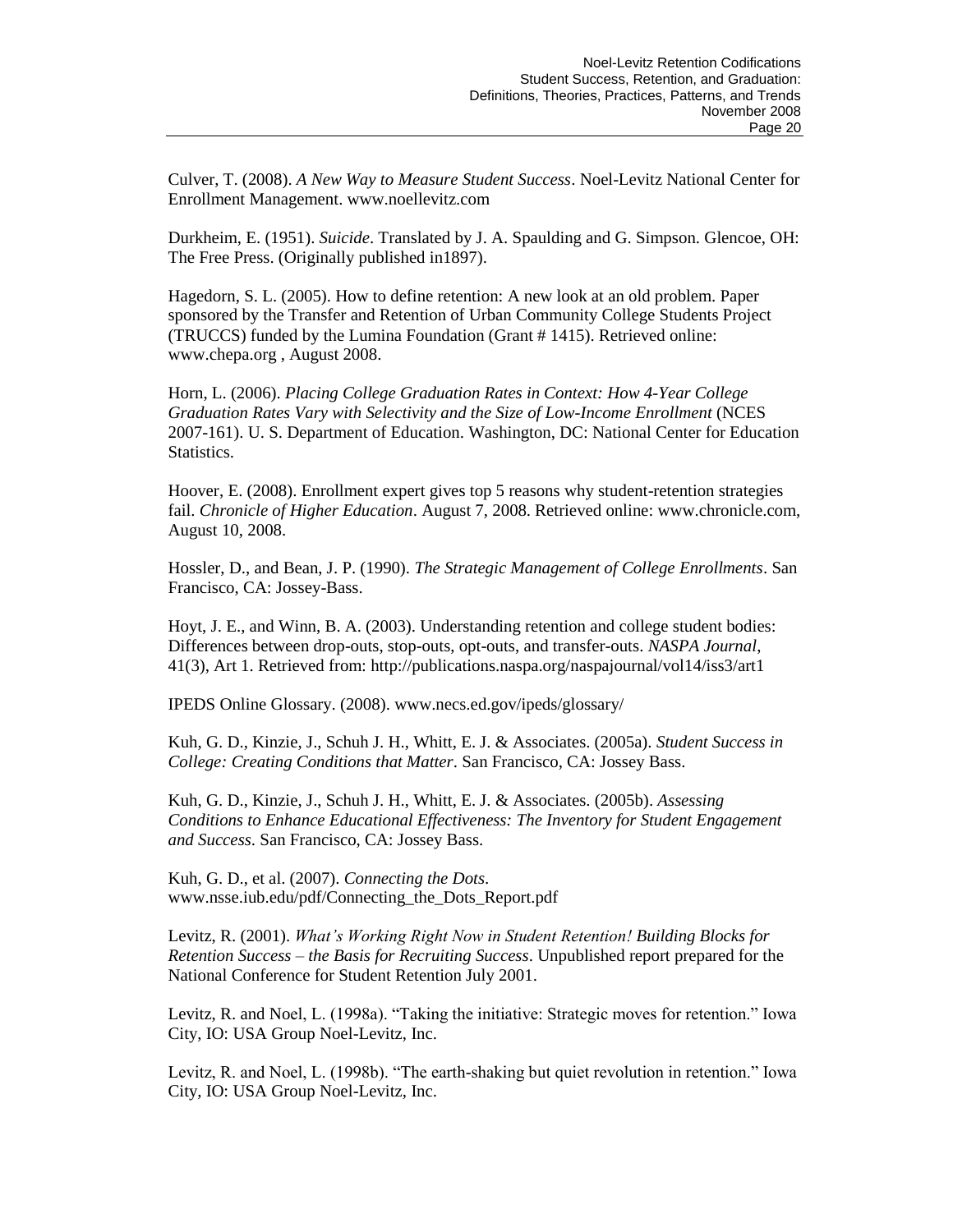Culver, T. (2008). *A New Way to Measure Student Success*. Noel-Levitz National Center for Enrollment Management. www.noellevitz.com

Durkheim, E. (1951). *Suicide*. Translated by J. A. Spaulding and G. Simpson. Glencoe, OH: The Free Press. (Originally published in1897).

Hagedorn, S. L. (2005). How to define retention: A new look at an old problem. Paper sponsored by the Transfer and Retention of Urban Community College Students Project (TRUCCS) funded by the Lumina Foundation (Grant # 1415). Retrieved online: www.chepa.org , August 2008.

Horn, L. (2006). *Placing College Graduation Rates in Context: How 4-Year College Graduation Rates Vary with Selectivity and the Size of Low-Income Enrollment* (NCES 2007-161). U. S. Department of Education. Washington, DC: National Center for Education Statistics.

Hoover, E. (2008). Enrollment expert gives top 5 reasons why student-retention strategies fail. *Chronicle of Higher Education*. August 7, 2008. Retrieved online: www.chronicle.com, August 10, 2008.

Hossler, D., and Bean, J. P. (1990). *The Strategic Management of College Enrollments*. San Francisco, CA: Jossey-Bass.

Hoyt, J. E., and Winn, B. A. (2003). Understanding retention and college student bodies: Differences between drop-outs, stop-outs, opt-outs, and transfer-outs. *NASPA Journal*, 41(3), Art 1. Retrieved from: http://publications.naspa.org/naspajournal/vol14/iss3/art1

IPEDS Online Glossary. (2008). www.necs.ed.gov/ipeds/glossary/

Kuh, G. D., Kinzie, J., Schuh J. H., Whitt, E. J. & Associates. (2005a). *Student Success in College: Creating Conditions that Matter*. San Francisco, CA: Jossey Bass.

Kuh, G. D., Kinzie, J., Schuh J. H., Whitt, E. J. & Associates. (2005b). *Assessing Conditions to Enhance Educational Effectiveness: The Inventory for Student Engagement and Success*. San Francisco, CA: Jossey Bass.

Kuh, G. D., et al. (2007). *Connecting the Dots*. www.nsse.iub.edu/pdf/Connecting_the_Dots_Report.pdf

Levitz, R. (2001). *What's Working Right Now in Student Retention! Building Blocks for Retention Success – the Basis for Recruiting Success*. Unpublished report prepared for the National Conference for Student Retention July 2001.

Levitz, R. and Noel, L. (1998a). "Taking the initiative: Strategic moves for retention." Iowa City, IO: USA Group Noel-Levitz, Inc.

Levitz, R. and Noel, L. (1998b). "The earth-shaking but quiet revolution in retention." Iowa City, IO: USA Group Noel-Levitz, Inc.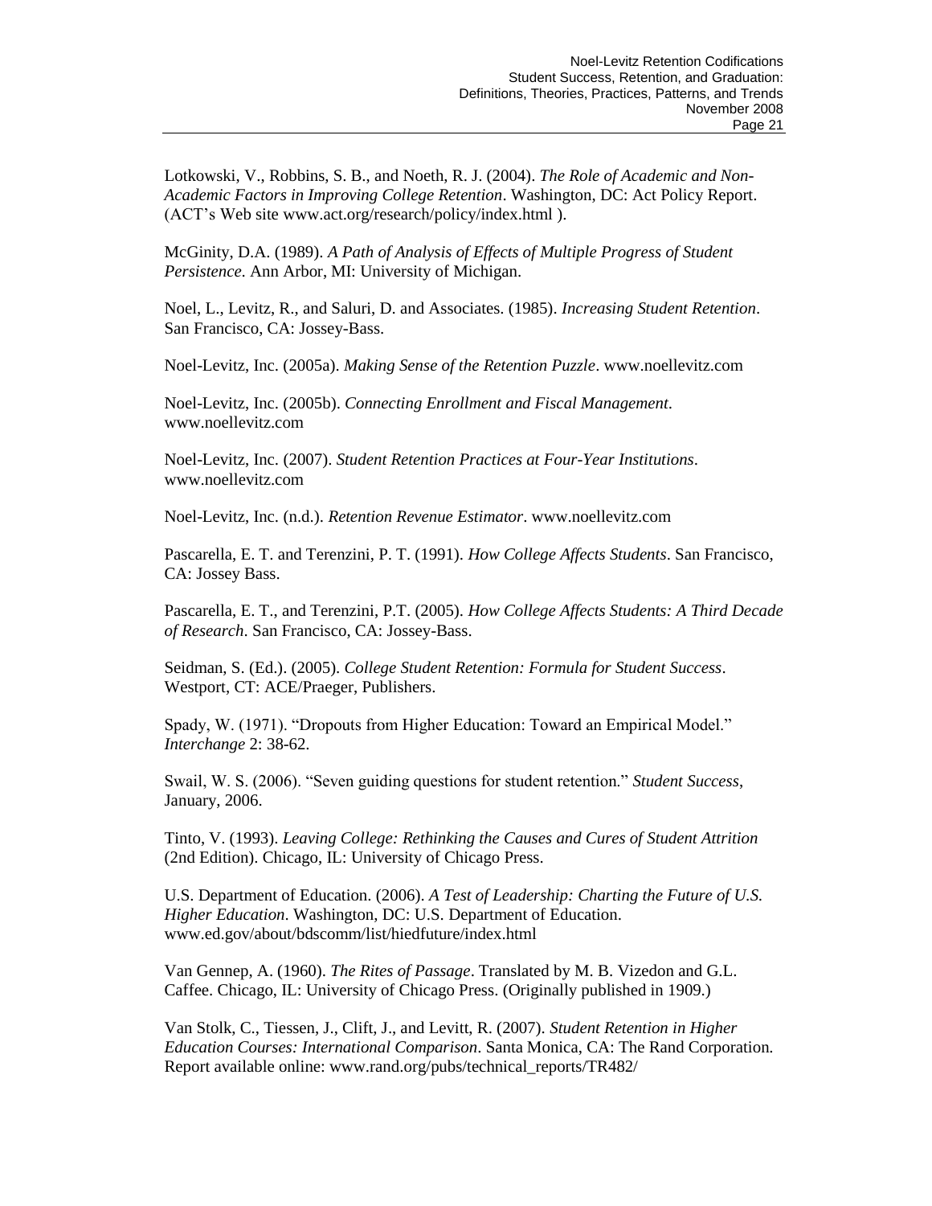Lotkowski, V., Robbins, S. B., and Noeth, R. J. (2004). *The Role of Academic and Non-Academic Factors in Improving College Retention*. Washington, DC: Act Policy Report. (ACT's Web site www.act.org/research/policy/index.html ).

McGinity, D.A. (1989). *A Path of Analysis of Effects of Multiple Progress of Student Persistence*. Ann Arbor, MI: University of Michigan.

Noel, L., Levitz, R., and Saluri, D. and Associates. (1985). *Increasing Student Retention*. San Francisco, CA: Jossey-Bass.

Noel-Levitz, Inc. (2005a). *Making Sense of the Retention Puzzle*. www.noellevitz.com

Noel-Levitz, Inc. (2005b). *Connecting Enrollment and Fiscal Management*. www.noellevitz.com

Noel-Levitz, Inc. (2007). *Student Retention Practices at Four-Year Institutions*. www.noellevitz.com

Noel-Levitz, Inc. (n.d.). *Retention Revenue Estimator*. www.noellevitz.com

Pascarella, E. T. and Terenzini, P. T. (1991). *How College Affects Students*. San Francisco, CA: Jossey Bass.

Pascarella, E. T., and Terenzini, P.T. (2005). *How College Affects Students: A Third Decade of Research*. San Francisco, CA: Jossey-Bass.

Seidman, S. (Ed.). (2005). *College Student Retention: Formula for Student Success*. Westport, CT: ACE/Praeger, Publishers.

Spady, W. (1971). "Dropouts from Higher Education: Toward an Empirical Model." *Interchange* 2: 38-62.

Swail, W. S. (2006). "Seven guiding questions for student retention." *Student Success*, January, 2006.

Tinto, V. (1993). *Leaving College: Rethinking the Causes and Cures of Student Attrition* (2nd Edition). Chicago, IL: University of Chicago Press.

U.S. Department of Education. (2006). *A Test of Leadership: Charting the Future of U.S. Higher Education*. Washington, DC: U.S. Department of Education. www.ed.gov/about/bdscomm/list/hiedfuture/index.html

Van Gennep, A. (1960). *The Rites of Passage*. Translated by M. B. Vizedon and G.L. Caffee. Chicago, IL: University of Chicago Press. (Originally published in 1909.)

Van Stolk, C., Tiessen, J., Clift, J., and Levitt, R. (2007). *Student Retention in Higher Education Courses: International Comparison*. Santa Monica, CA: The Rand Corporation. Report available online: www.rand.org/pubs/technical_reports/TR482/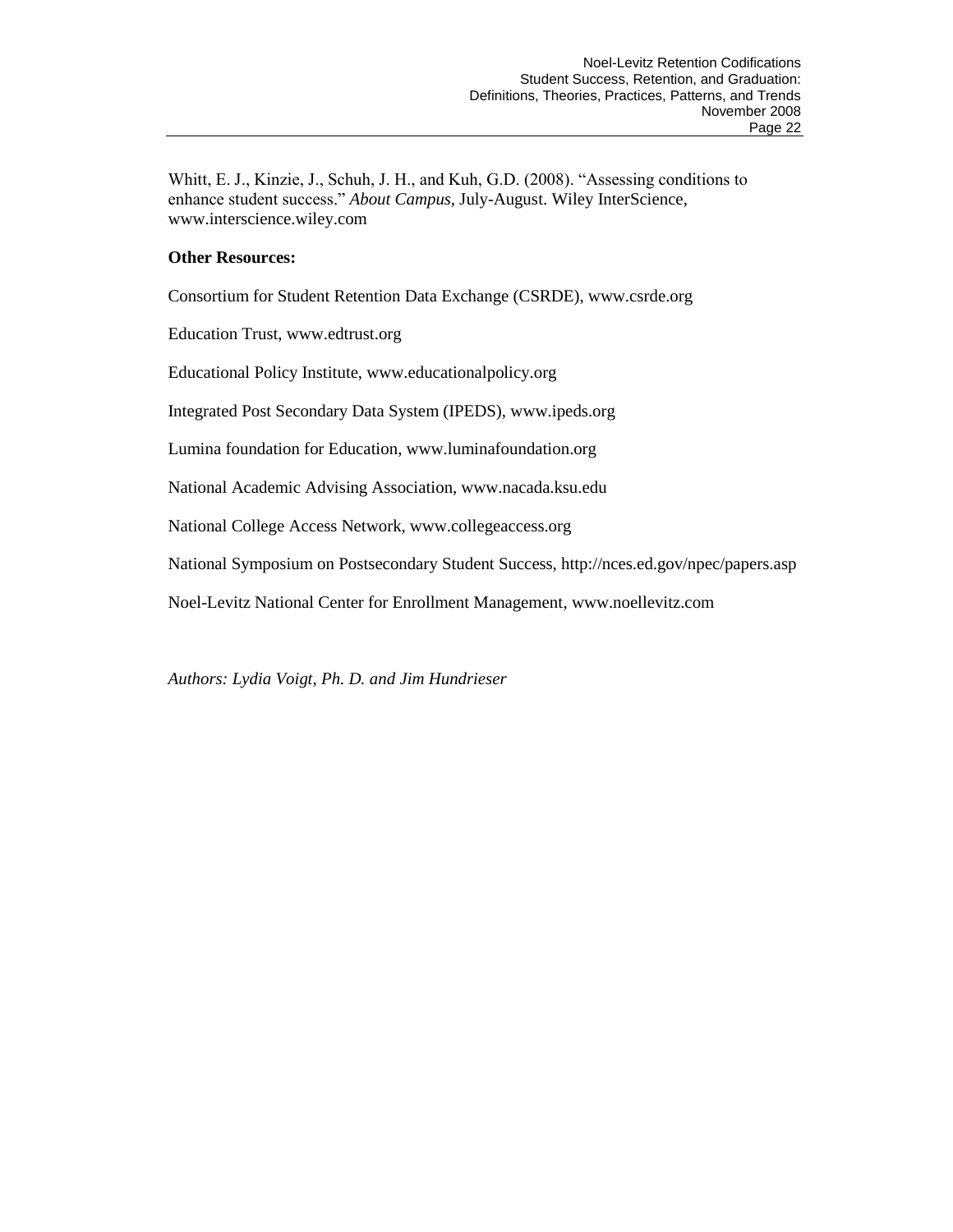Whitt, E. J., Kinzie, J., Schuh, J. H., and Kuh, G.D. (2008). "Assessing conditions to enhance student success." *About Campus*, July-August. Wiley InterScience, www.interscience.wiley.com

**Other Resources:**

Consortium for Student Retention Data Exchange (CSRDE), www.csrde.org

Education Trust, www.edtrust.org

Educational Policy Institute, www.educationalpolicy.org

Integrated Post Secondary Data System (IPEDS), www.ipeds.org

Lumina foundation for Education, www.luminafoundation.org

National Academic Advising Association, www.nacada.ksu.edu

National College Access Network, www.collegeaccess.org

National Symposium on Postsecondary Student Success, http://nces.ed.gov/npec/papers.asp

Noel-Levitz National Center for Enrollment Management, www.noellevitz.com

*Authors: Lydia Voigt, Ph. D. and Jim Hundrieser*